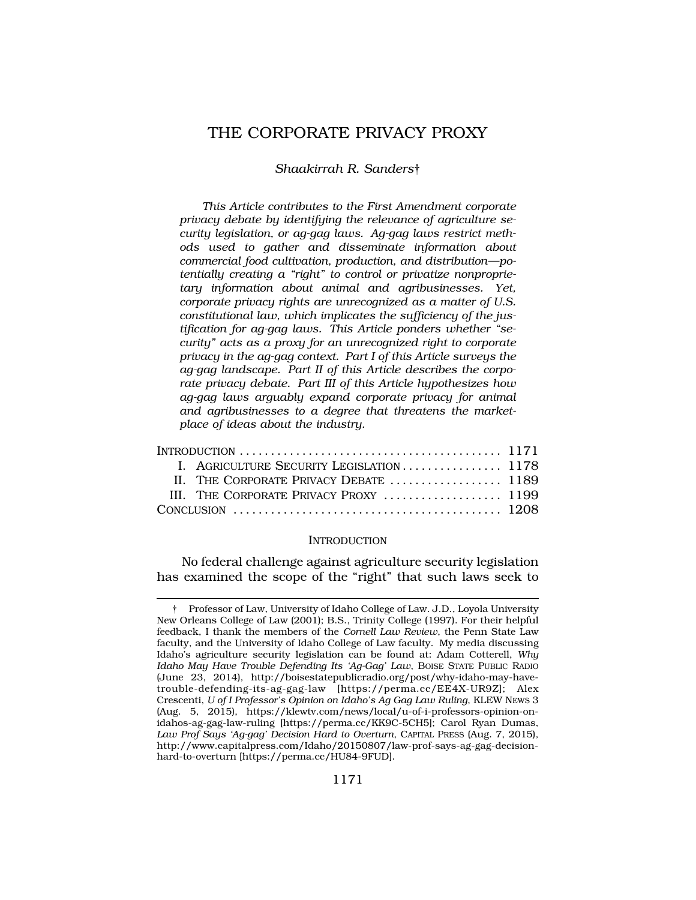# THE CORPORATE PRIVACY PROXY

*Shaakirrah R. Sanders*†

*This Article contributes to the First Amendment corporate privacy debate by identifying the relevance of agriculture security legislation, or ag-gag laws. Ag-gag laws restrict methods used to gather and disseminate information about commercial food cultivation, production, and distribution—potentially creating a "right" to control or privatize nonproprietary information about animal and agribusinesses. Yet, corporate privacy rights are unrecognized as a matter of U.S. constitutional law, which implicates the sufficiency of the justification for ag-gag laws. This Article ponders whether "security" acts as a proxy for an unrecognized right to corporate privacy in the ag-gag context. Part I of this Article surveys the ag-gag landscape. Part II of this Article describes the corporate privacy debate. Part III of this Article hypothesizes how ag-gag laws arguably expand corporate privacy for animal and agribusinesses to a degree that threatens the marketplace of ideas about the industry.*

| | |
|---|---|
| INTRODUCTION | 1171 |
| I. AGRICULTURE SECURITY LEGISLATION | 1178 |
| II. THE CORPORATE PRIVACY DEBATE | 1189 |
| III. THE CORPORATE PRIVACY PROXY | 1199 |
| CONCLUSION | 1208 |

## INTRODUCTION

No federal challenge against agriculture security legislation has examined the scope of the "right" that such laws seek to

† Professor of Law, University of Idaho College of Law. J.D., Loyola University New Orleans College of Law (2001); B.S., Trinity College (1997). For their helpful feedback, I thank the members of the *Cornell Law Review*, the Penn State Law faculty, and the University of Idaho College of Law faculty. My media discussing Idaho's agriculture security legislation can be found at: Adam Cotterell, *Why Idaho May Have Trouble Defending Its 'Ag-Gag' Law*, BOISE STATE PUBLIC RADIO (June 23, 2014), http://boisestatepublicradio.org/post/why-idaho-may-have-trouble-defending-its-ag-gag-law [https://perma.cc/EE4X-UR9Z]; Alex Crescenti, *U of I Professor's Opinion on Idaho's Ag Gag Law Ruling*, KLEW NEWS 3 (Aug. 5, 2015), https://klewtv.com/news/local/u-of-i-professors-opinion-on-idahos-ag-gag-law-ruling [https://perma.cc/KK9C-5CH5]; Carol Ryan Dumas, *Law Prof Says 'Ag-gag' Decision Hard to Overturn*, CAPITAL PRESS (Aug. 7, 2015), http://www.capitalpress.com/Idaho/20150807/law-prof-says-ag-gag-decision-hard-to-overturn [https://perma.cc/HU84-9FUD].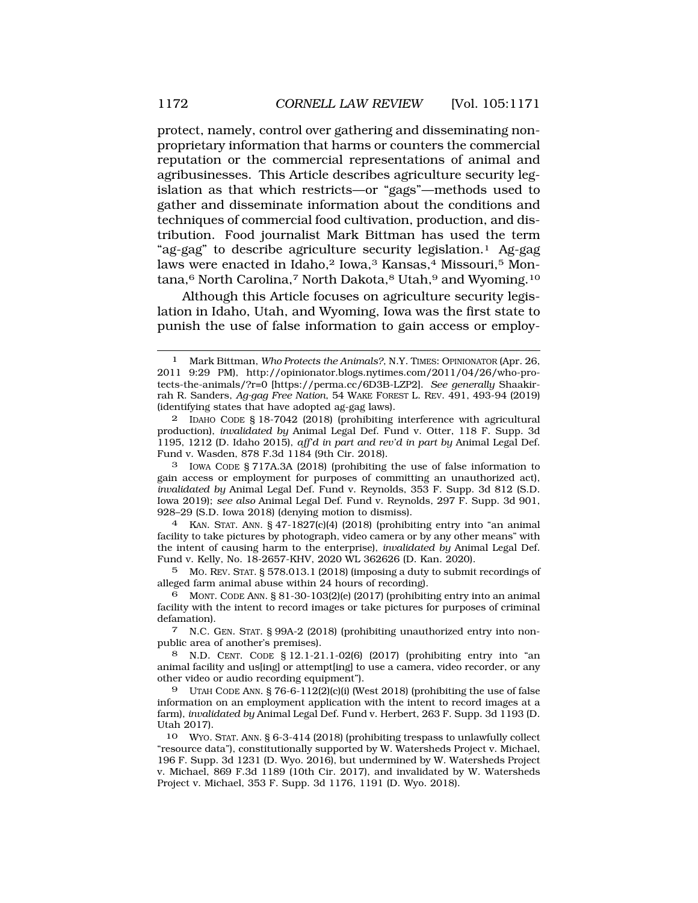protect, namely, control over gathering and disseminating non-proprietary information that harms or counters the commercial reputation or the commercial representations of animal and agribusinesses. This Article describes agriculture security legislation as that which restricts—or "gags"—methods used to gather and disseminate information about the conditions and techniques of commercial food cultivation, production, and distribution. Food journalist Mark Bittman has used the term "ag-gag" to describe agriculture security legislation.[1] Ag-gag laws were enacted in Idaho,[2] Iowa,[3] Kansas,[4] Missouri,[5] Montana,[6] North Carolina,[7] North Dakota,[8] Utah,[9] and Wyoming.[10]

Although this Article focuses on agriculture security legislation in Idaho, Utah, and Wyoming, Iowa was the first state to punish the use of false information to gain access or employ-

---

[1] Mark Bittman, *Who Protects the Animals?*, N.Y. TIMES: OPINIONATOR (Apr. 26, 2011 9:29 PM), http://opinionator.blogs.nytimes.com/2011/04/26/who-protects-the-animals/?r=0 [https://perma.cc/6D3B-LZP2]. *See generally* Shaakirrah R. Sanders, *Ag-gag Free Nation*, 54 WAKE FOREST L. REV. 491, 493-94 (2019) (identifying states that have adopted ag-gag laws).

[2] IDAHO CODE § 18-7042 (2018) (prohibiting interference with agricultural production), *invalidated by* Animal Legal Def. Fund v. Otter, 118 F. Supp. 3d 1195, 1212 (D. Idaho 2015), *aff'd in part and rev'd in part by* Animal Legal Def. Fund v. Wasden, 878 F.3d 1184 (9th Cir. 2018).

[3] IOWA CODE § 717A.3A (2018) (prohibiting the use of false information to gain access or employment for purposes of committing an unauthorized act), *invalidated by* Animal Legal Def. Fund v. Reynolds, 353 F. Supp. 3d 812 (S.D. Iowa 2019); *see also* Animal Legal Def. Fund v. Reynolds, 297 F. Supp. 3d 901, 928–29 (S.D. Iowa 2018) (denying motion to dismiss).

[4] KAN. STAT. ANN. § 47-1827(c)(4) (2018) (prohibiting entry into "an animal facility to take pictures by photograph, video camera or by any other means" with the intent of causing harm to the enterprise), *invalidated by* Animal Legal Def. Fund v. Kelly, No. 18-2657-KHV, 2020 WL 362626 (D. Kan. 2020).

[5] MO. REV. STAT. § 578.013.1 (2018) (imposing a duty to submit recordings of alleged farm animal abuse within 24 hours of recording).

[6] MONT. CODE ANN. § 81-30-103(2)(e) (2017) (prohibiting entry into an animal facility with the intent to record images or take pictures for purposes of criminal defamation).

[7] N.C. GEN. STAT. § 99A-2 (2018) (prohibiting unauthorized entry into non-public area of another's premises).

[8] N.D. CENT. CODE § 12.1-21.1-02(6) (2017) (prohibiting entry into "an animal facility and us[ing] or attempt[ing] to use a camera, video recorder, or any other video or audio recording equipment").

[9] UTAH CODE ANN. § 76-6-112(2)(c)(i) (West 2018) (prohibiting the use of false information on an employment application with the intent to record images at a farm), *invalidated by* Animal Legal Def. Fund v. Herbert, 263 F. Supp. 3d 1193 (D. Utah 2017).

[10] WYO. STAT. ANN. § 6-3-414 (2018) (prohibiting trespass to unlawfully collect "resource data"), constitutionally supported by W. Watersheds Project v. Michael, 196 F. Supp. 3d 1231 (D. Wyo. 2016), but undermined by W. Watersheds Project v. Michael, 869 F.3d 1189 (10th Cir. 2017), and invalidated by W. Watersheds Project v. Michael, 353 F. Supp. 3d 1176, 1191 (D. Wyo. 2018).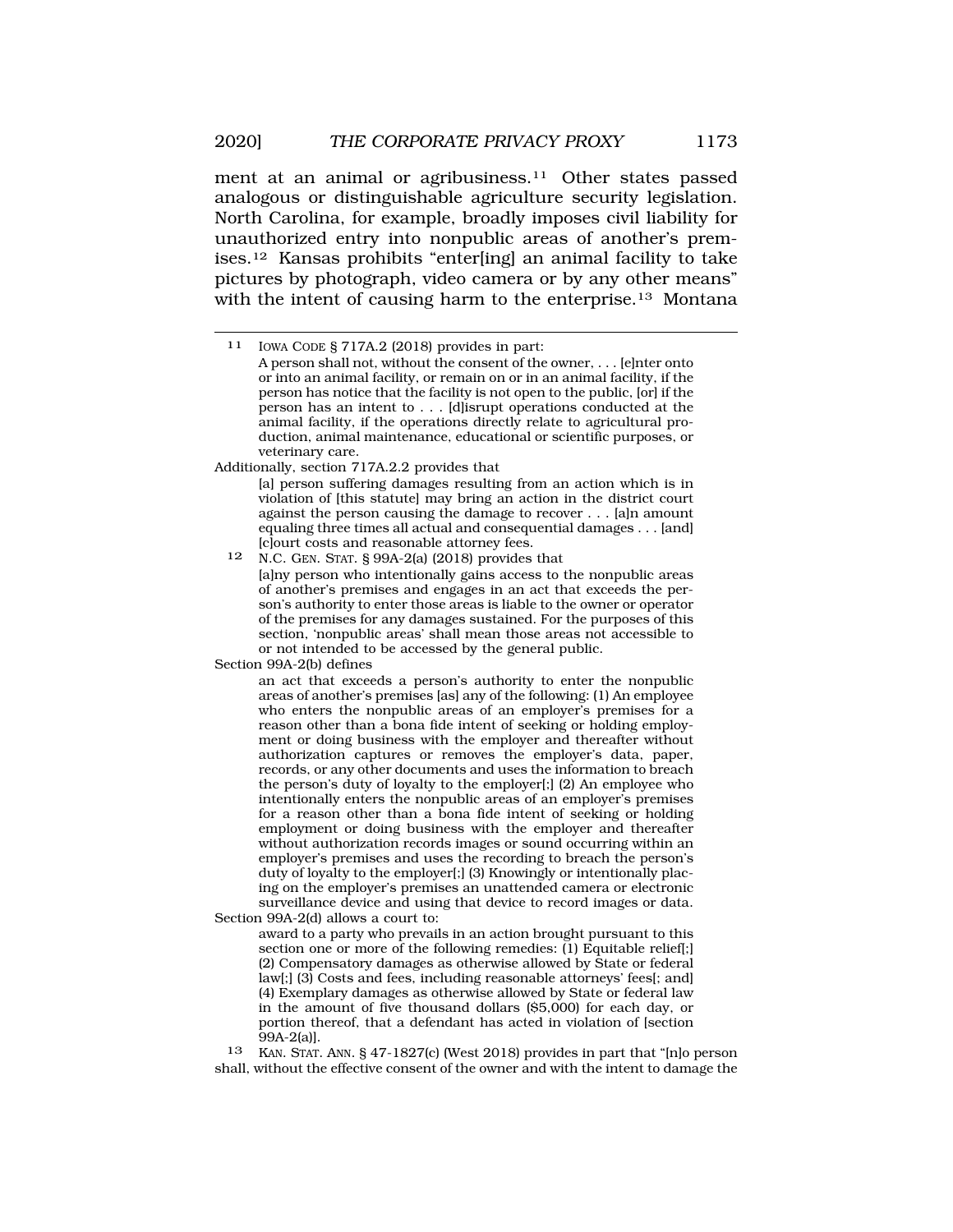ment at an animal or agribusiness.[11] Other states passed analogous or distinguishable agriculture security legislation. North Carolina, for example, broadly imposes civil liability for unauthorized entry into nonpublic areas of another's premises.[12] Kansas prohibits "enter[ing] an animal facility to take pictures by photograph, video camera or by any other means" with the intent of causing harm to the enterprise.[13] Montana

---

[11] IOWA CODE § 717A.2 (2018) provides in part:

> A person shall not, without the consent of the owner, . . . [e]nter onto or into an animal facility, or remain on or in an animal facility, if the person has notice that the facility is not open to the public, [or] if the person has an intent to . . . [d]isrupt operations conducted at the animal facility, if the operations directly relate to agricultural production, animal maintenance, educational or scientific purposes, or veterinary care.

Additionally, section 717A.2.2 provides that

> [a] person suffering damages resulting from an action which is in violation of [this statute] may bring an action in the district court against the person causing the damage to recover . . . [a]n amount equaling three times all actual and consequential damages . . . [and] [c]ourt costs and reasonable attorney fees.

[12] N.C. GEN. STAT. § 99A-2(a) (2018) provides that

> [a]ny person who intentionally gains access to the nonpublic areas of another's premises and engages in an act that exceeds the person's authority to enter those areas is liable to the owner or operator of the premises for any damages sustained. For the purposes of this section, 'nonpublic areas' shall mean those areas not accessible to or not intended to be accessed by the general public.

Section 99A-2(b) defines

> an act that exceeds a person's authority to enter the nonpublic areas of another's premises [as] any of the following: (1) An employee who enters the nonpublic areas of an employer's premises for a reason other than a bona fide intent of seeking or holding employment or doing business with the employer and thereafter without authorization captures or removes the employer's data, paper, records, or any other documents and uses the information to breach the person's duty of loyalty to the employer[;] (2) An employee who intentionally enters the nonpublic areas of an employer's premises for a reason other than a bona fide intent of seeking or holding employment or doing business with the employer and thereafter without authorization records images or sound occurring within an employer's premises and uses the recording to breach the person's duty of loyalty to the employer[;] (3) Knowingly or intentionally placing on the employer's premises an unattended camera or electronic surveillance device and using that device to record images or data.

Section 99A-2(d) allows a court to:

> award to a party who prevails in an action brought pursuant to this section one or more of the following remedies: (1) Equitable relief[;] (2) Compensatory damages as otherwise allowed by State or federal law[;] (3) Costs and fees, including reasonable attorneys' fees[; and] (4) Exemplary damages as otherwise allowed by State or federal law in the amount of five thousand dollars ($5,000) for each day, or portion thereof, that a defendant has acted in violation of [section 99A-2(a)].

[13] KAN. STAT. ANN. § 47-1827(c) (West 2018) provides in part that "[n]o person shall, without the effective consent of the owner and with the intent to damage the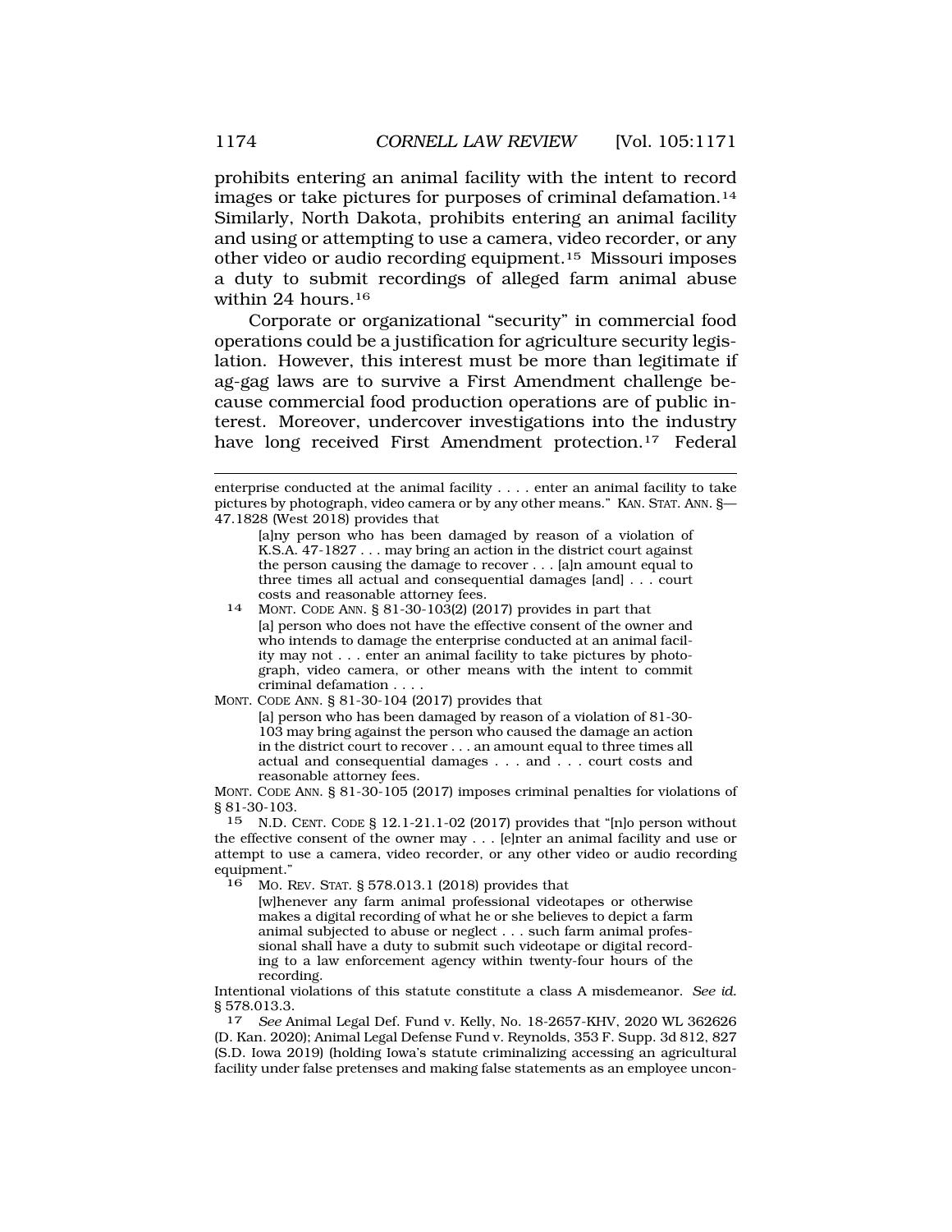prohibits entering an animal facility with the intent to record images or take pictures for purposes of criminal defamation.[14] Similarly, North Dakota, prohibits entering an animal facility and using or attempting to use a camera, video recorder, or any other video or audio recording equipment.[15] Missouri imposes a duty to submit recordings of alleged farm animal abuse within 24 hours.[16]

Corporate or organizational "security" in commercial food operations could be a justification for agriculture security legislation. However, this interest must be more than legitimate if ag-gag laws are to survive a First Amendment challenge because commercial food production operations are of public interest. Moreover, undercover investigations into the industry have long received First Amendment protection.[17] Federal

---

enterprise conducted at the animal facility . . . . enter an animal facility to take pictures by photograph, video camera or by any other means." KAN. STAT. ANN. §— 47.1828 (West 2018) provides that

> [a]ny person who has been damaged by reason of a violation of K.S.A. 47-1827 . . . may bring an action in the district court against the person causing the damage to recover . . . [a]n amount equal to three times all actual and consequential damages [and] . . . court costs and reasonable attorney fees.

[14] MONT. CODE ANN. § 81-30-103(2) (2017) provides in part that

> [a] person who does not have the effective consent of the owner and who intends to damage the enterprise conducted at an animal facility may not . . . enter an animal facility to take pictures by photograph, video camera, or other means with the intent to commit criminal defamation . . . .

MONT. CODE ANN. § 81-30-104 (2017) provides that

> [a] person who has been damaged by reason of a violation of 81-30-103 may bring against the person who caused the damage an action in the district court to recover . . . an amount equal to three times all actual and consequential damages . . . and . . . court costs and reasonable attorney fees.

MONT. CODE ANN. § 81-30-105 (2017) imposes criminal penalties for violations of § 81-30-103.

[15] N.D. CENT. CODE § 12.1-21.1-02 (2017) provides that "[n]o person without the effective consent of the owner may . . . [e]nter an animal facility and use or attempt to use a camera, video recorder, or any other video or audio recording equipment."

[16] MO. REV. STAT. § 578.013.1 (2018) provides that

> [w]henever any farm animal professional videotapes or otherwise makes a digital recording of what he or she believes to depict a farm animal subjected to abuse or neglect . . . such farm animal professional shall have a duty to submit such videotape or digital recording to a law enforcement agency within twenty-four hours of the recording.

Intentional violations of this statute constitute a class A misdemeanor. *See id.* § 578.013.3.

[17] *See* Animal Legal Def. Fund v. Kelly, No. 18-2657-KHV, 2020 WL 362626 (D. Kan. 2020); Animal Legal Defense Fund v. Reynolds, 353 F. Supp. 3d 812, 827 (S.D. Iowa 2019) (holding Iowa's statute criminalizing accessing an agricultural facility under false pretenses and making false statements as an employee uncon-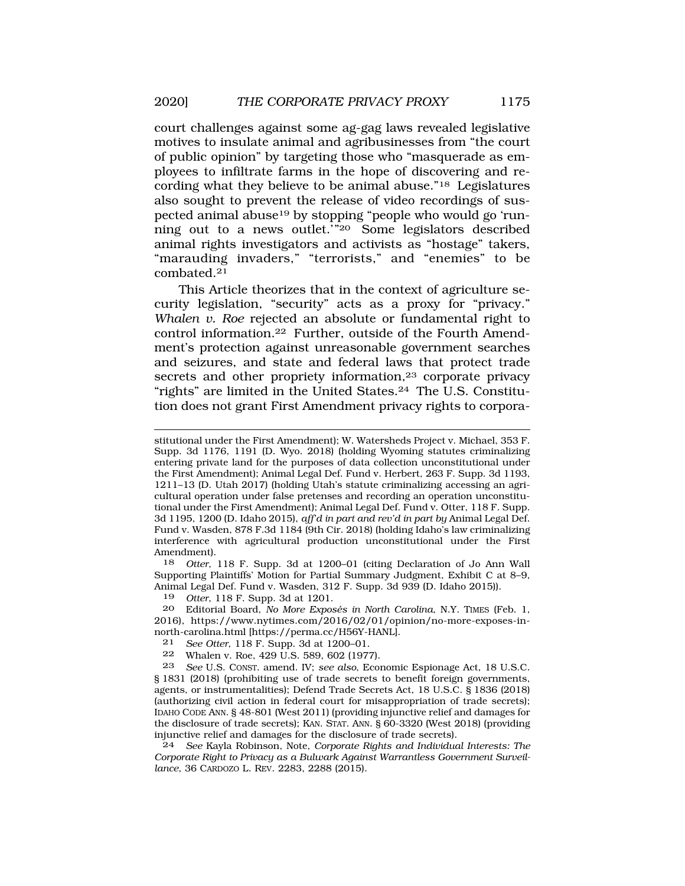court challenges against some ag-gag laws revealed legislative motives to insulate animal and agribusinesses from "the court of public opinion" by targeting those who "masquerade as employees to infiltrate farms in the hope of discovering and recording what they believe to be animal abuse."[18] Legislatures also sought to prevent the release of video recordings of suspected animal abuse[19] by stopping "people who would go 'running out to a news outlet.'"[20] Some legislators described animal rights investigators and activists as "hostage" takers, "marauding invaders," "terrorists," and "enemies" to be combated.[21]

This Article theorizes that in the context of agriculture security legislation, "security" acts as a proxy for "privacy." *Whalen v. Roe* rejected an absolute or fundamental right to control information.[22] Further, outside of the Fourth Amendment's protection against unreasonable government searches and seizures, and state and federal laws that protect trade secrets and other propriety information,[23] corporate privacy "rights" are limited in the United States.[24] The U.S. Constitution does not grant First Amendment privacy rights to corpora-

---

stitutional under the First Amendment); W. Watersheds Project v. Michael, 353 F. Supp. 3d 1176, 1191 (D. Wyo. 2018) (holding Wyoming statutes criminalizing entering private land for the purposes of data collection unconstitutional under the First Amendment); Animal Legal Def. Fund v. Herbert, 263 F. Supp. 3d 1193, 1211–13 (D. Utah 2017) (holding Utah's statute criminalizing accessing an agricultural operation under false pretenses and recording an operation unconstitutional under the First Amendment); Animal Legal Def. Fund v. Otter, 118 F. Supp. 3d 1195, 1200 (D. Idaho 2015), *aff'd in part and rev'd in part by* Animal Legal Def. Fund v. Wasden, 878 F.3d 1184 (9th Cir. 2018) (holding Idaho's law criminalizing interference with agricultural production unconstitutional under the First Amendment).

18 *Otter*, 118 F. Supp. 3d at 1200–01 (citing Declaration of Jo Ann Wall Supporting Plaintiffs' Motion for Partial Summary Judgment, Exhibit C at 8–9, Animal Legal Def. Fund v. Wasden, 312 F. Supp. 3d 939 (D. Idaho 2015)).

19 *Otter*, 118 F. Supp. 3d at 1201.

20 Editorial Board, *No More Exposés in North Carolina*, N.Y. TIMES (Feb. 1, 2016), https://www.nytimes.com/2016/02/01/opinion/no-more-exposes-in-north-carolina.html [https://perma.cc/H56Y-HANL].

21 *See Otter*, 118 F. Supp. 3d at 1200–01.

22 Whalen v. Roe, 429 U.S. 589, 602 (1977).

23 *See* U.S. CONST. amend. IV; *see also*, Economic Espionage Act, 18 U.S.C. § 1831 (2018) (prohibiting use of trade secrets to benefit foreign governments, agents, or instrumentalities); Defend Trade Secrets Act, 18 U.S.C. § 1836 (2018) (authorizing civil action in federal court for misappropriation of trade secrets); IDAHO CODE ANN. § 48-801 (West 2011) (providing injunctive relief and damages for the disclosure of trade secrets); KAN. STAT. ANN. § 60-3320 (West 2018) (providing injunctive relief and damages for the disclosure of trade secrets).

24 *See* Kayla Robinson, Note, *Corporate Rights and Individual Interests: The Corporate Right to Privacy as a Bulwark Against Warrantless Government Surveillance*, 36 CARDOZO L. REV. 2283, 2288 (2015).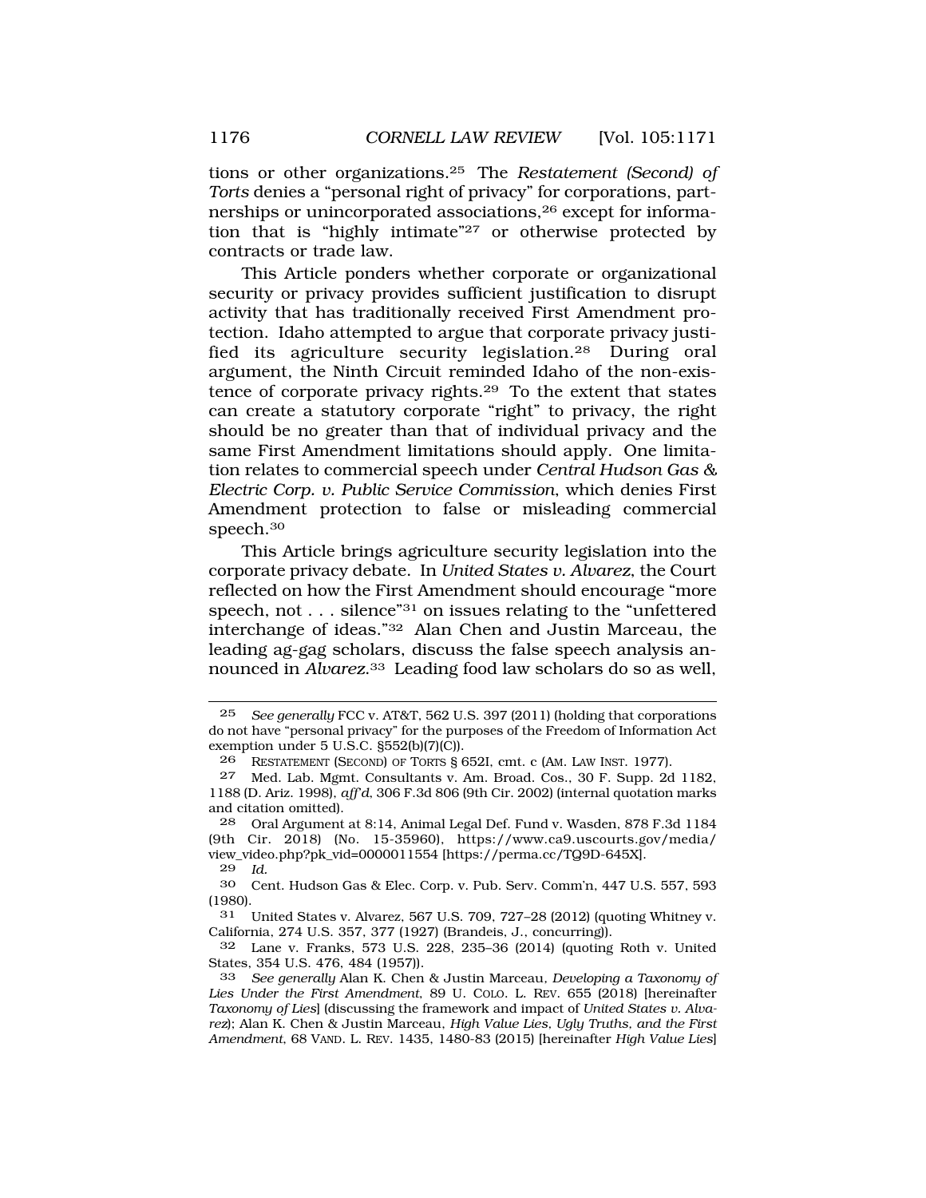tions or other organizations.[25] The *Restatement (Second) of Torts* denies a "personal right of privacy" for corporations, partnerships or unincorporated associations,[26] except for information that is "highly intimate"[27] or otherwise protected by contracts or trade law.

This Article ponders whether corporate or organizational security or privacy provides sufficient justification to disrupt activity that has traditionally received First Amendment protection. Idaho attempted to argue that corporate privacy justified its agriculture security legislation.[28] During oral argument, the Ninth Circuit reminded Idaho of the non-existence of corporate privacy rights.[29] To the extent that states can create a statutory corporate "right" to privacy, the right should be no greater than that of individual privacy and the same First Amendment limitations should apply. One limitation relates to commercial speech under *Central Hudson Gas & Electric Corp. v. Public Service Commission*, which denies First Amendment protection to false or misleading commercial speech.[30]

This Article brings agriculture security legislation into the corporate privacy debate. In *United States v. Alvarez*, the Court reflected on how the First Amendment should encourage "more speech, not . . . silence"[31] on issues relating to the "unfettered interchange of ideas."[32] Alan Chen and Justin Marceau, the leading ag-gag scholars, discuss the false speech analysis announced in *Alvarez*.[33] Leading food law scholars do so as well,

---

25 *See generally* FCC v. AT&T, 562 U.S. 397 (2011) (holding that corporations do not have "personal privacy" for the purposes of the Freedom of Information Act exemption under 5 U.S.C. §552(b)(7)(C)).

26 RESTATEMENT (SECOND) OF TORTS § 652I, cmt. c (AM. LAW INST. 1977).

27 Med. Lab. Mgmt. Consultants v. Am. Broad. Cos., 30 F. Supp. 2d 1182, 1188 (D. Ariz. 1998), *aff'd*, 306 F.3d 806 (9th Cir. 2002) (internal quotation marks and citation omitted).

28 Oral Argument at 8:14, Animal Legal Def. Fund v. Wasden, 878 F.3d 1184 (9th Cir. 2018) (No. 15-35960), https://www.ca9.uscourts.gov/media/view_video.php?pk_vid=0000011554 [https://perma.cc/TQ9D-645X].

29 *Id.*

30 Cent. Hudson Gas & Elec. Corp. v. Pub. Serv. Comm'n, 447 U.S. 557, 593 (1980).

31 United States v. Alvarez, 567 U.S. 709, 727–28 (2012) (quoting Whitney v. California, 274 U.S. 357, 377 (1927) (Brandeis, J., concurring)).

32 Lane v. Franks, 573 U.S. 228, 235–36 (2014) (quoting Roth v. United States, 354 U.S. 476, 484 (1957)).

33 *See generally* Alan K. Chen & Justin Marceau, *Developing a Taxonomy of Lies Under the First Amendment*, 89 U. COLO. L. REV. 655 (2018) [hereinafter *Taxonomy of Lies*] (discussing the framework and impact of *United States v. Alvarez*); Alan K. Chen & Justin Marceau, *High Value Lies, Ugly Truths, and the First Amendment*, 68 VAND. L. REV. 1435, 1480-83 (2015) [hereinafter *High Value Lies*]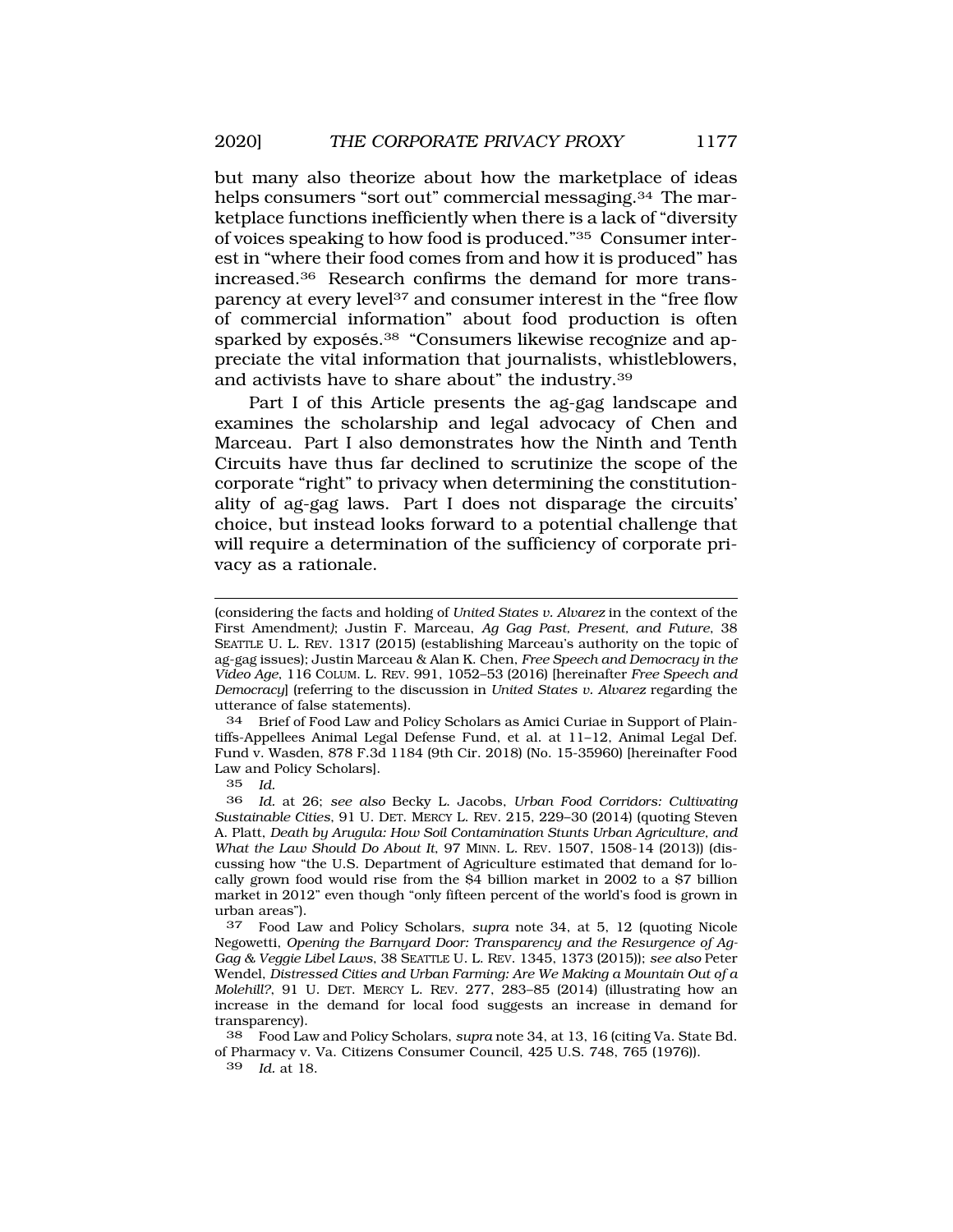but many also theorize about how the marketplace of ideas helps consumers "sort out" commercial messaging.[34] The marketplace functions inefficiently when there is a lack of "diversity of voices speaking to how food is produced."[35] Consumer interest in "where their food comes from and how it is produced" has increased.[36] Research confirms the demand for more transparency at every level[37] and consumer interest in the "free flow of commercial information" about food production is often sparked by exposés.[38] "Consumers likewise recognize and appreciate the vital information that journalists, whistleblowers, and activists have to share about" the industry.[39]

Part I of this Article presents the ag-gag landscape and examines the scholarship and legal advocacy of Chen and Marceau. Part I also demonstrates how the Ninth and Tenth Circuits have thus far declined to scrutinize the scope of the corporate "right" to privacy when determining the constitutionality of ag-gag laws. Part I does not disparage the circuits' choice, but instead looks forward to a potential challenge that will require a determination of the sufficiency of corporate privacy as a rationale.

---

(considering the facts and holding of *United States v. Alvarez* in the context of the First Amendment); Justin F. Marceau, *Ag Gag Past, Present, and Future*, 38 SEATTLE U. L. REV. 1317 (2015) (establishing Marceau's authority on the topic of ag-gag issues); Justin Marceau & Alan K. Chen, *Free Speech and Democracy in the Video Age*, 116 COLUM. L. REV. 991, 1052–53 (2016) [hereinafter *Free Speech and Democracy*] (referring to the discussion in *United States v. Alvarez* regarding the utterance of false statements).

34 Brief of Food Law and Policy Scholars as Amici Curiae in Support of Plaintiffs-Appellees Animal Legal Defense Fund, et al. at 11–12, Animal Legal Def. Fund v. Wasden, 878 F.3d 1184 (9th Cir. 2018) (No. 15-35960) [hereinafter Food Law and Policy Scholars].

35 *Id.*

36 *Id.* at 26; *see also* Becky L. Jacobs, *Urban Food Corridors: Cultivating Sustainable Cities*, 91 U. DET. MERCY L. REV. 215, 229–30 (2014) (quoting Steven A. Platt, *Death by Arugula: How Soil Contamination Stunts Urban Agriculture, and What the Law Should Do About It*, 97 MINN. L. REV. 1507, 1508-14 (2013)) (discussing how "the U.S. Department of Agriculture estimated that demand for locally grown food would rise from the $4 billion market in 2002 to a $7 billion market in 2012" even though "only fifteen percent of the world's food is grown in urban areas").

37 Food Law and Policy Scholars, *supra* note 34, at 5, 12 (quoting Nicole Negowetti, *Opening the Barnyard Door: Transparency and the Resurgence of Ag-Gag & Veggie Libel Laws*, 38 SEATTLE U. L. REV. 1345, 1373 (2015)); *see also* Peter Wendel, *Distressed Cities and Urban Farming: Are We Making a Mountain Out of a Molehill?*, 91 U. DET. MERCY L. REV. 277, 283–85 (2014) (illustrating how an increase in the demand for local food suggests an increase in demand for transparency).

38 Food Law and Policy Scholars, *supra* note 34, at 13, 16 (citing Va. State Bd. of Pharmacy v. Va. Citizens Consumer Council, 425 U.S. 748, 765 (1976)).

39 *Id.* at 18.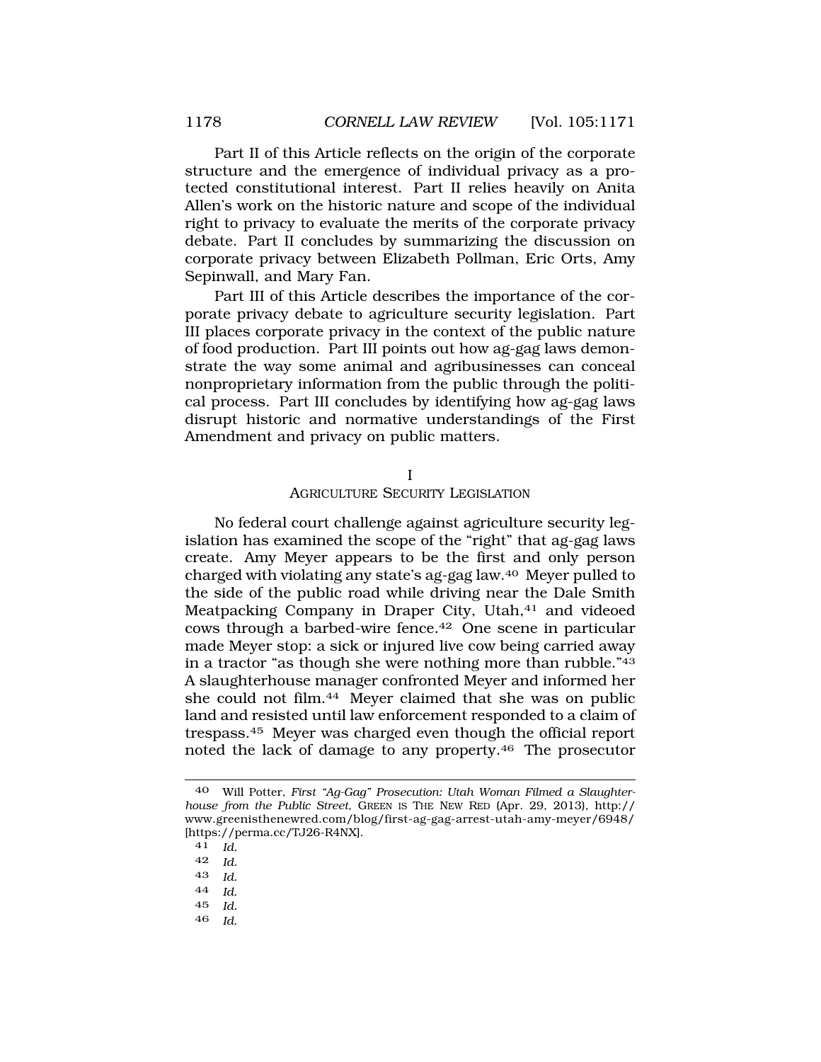Part II of this Article reflects on the origin of the corporate structure and the emergence of individual privacy as a protected constitutional interest. Part II relies heavily on Anita Allen's work on the historic nature and scope of the individual right to privacy to evaluate the merits of the corporate privacy debate. Part II concludes by summarizing the discussion on corporate privacy between Elizabeth Pollman, Eric Orts, Amy Sepinwall, and Mary Fan.

Part III of this Article describes the importance of the corporate privacy debate to agriculture security legislation. Part III places corporate privacy in the context of the public nature of food production. Part III points out how ag-gag laws demonstrate the way some animal and agribusinesses can conceal nonproprietary information from the public through the political process. Part III concludes by identifying how ag-gag laws disrupt historic and normative understandings of the First Amendment and privacy on public matters.

## I
## AGRICULTURE SECURITY LEGISLATION

No federal court challenge against agriculture security legislation has examined the scope of the "right" that ag-gag laws create. Amy Meyer appears to be the first and only person charged with violating any state's ag-gag law.[40] Meyer pulled to the side of the public road while driving near the Dale Smith Meatpacking Company in Draper City, Utah,[41] and videoed cows through a barbed-wire fence.[42] One scene in particular made Meyer stop: a sick or injured live cow being carried away in a tractor "as though she were nothing more than rubble."[43] A slaughterhouse manager confronted Meyer and informed her she could not film.[44] Meyer claimed that she was on public land and resisted until law enforcement responded to a claim of trespass.[45] Meyer was charged even though the official report noted the lack of damage to any property.[46] The prosecutor

---

40 Will Potter, *First "Ag-Gag" Prosecution: Utah Woman Filmed a Slaughterhouse from the Public Street*, GREEN IS THE NEW RED (Apr. 29, 2013), http://www.greenisthenewred.com/blog/first-ag-gag-arrest-utah-amy-meyer/6948/ [https://perma.cc/TJ26-R4NX].

41 *Id.*

42 *Id.*

43 *Id.*

44 *Id.*

45 *Id.*

46 *Id.*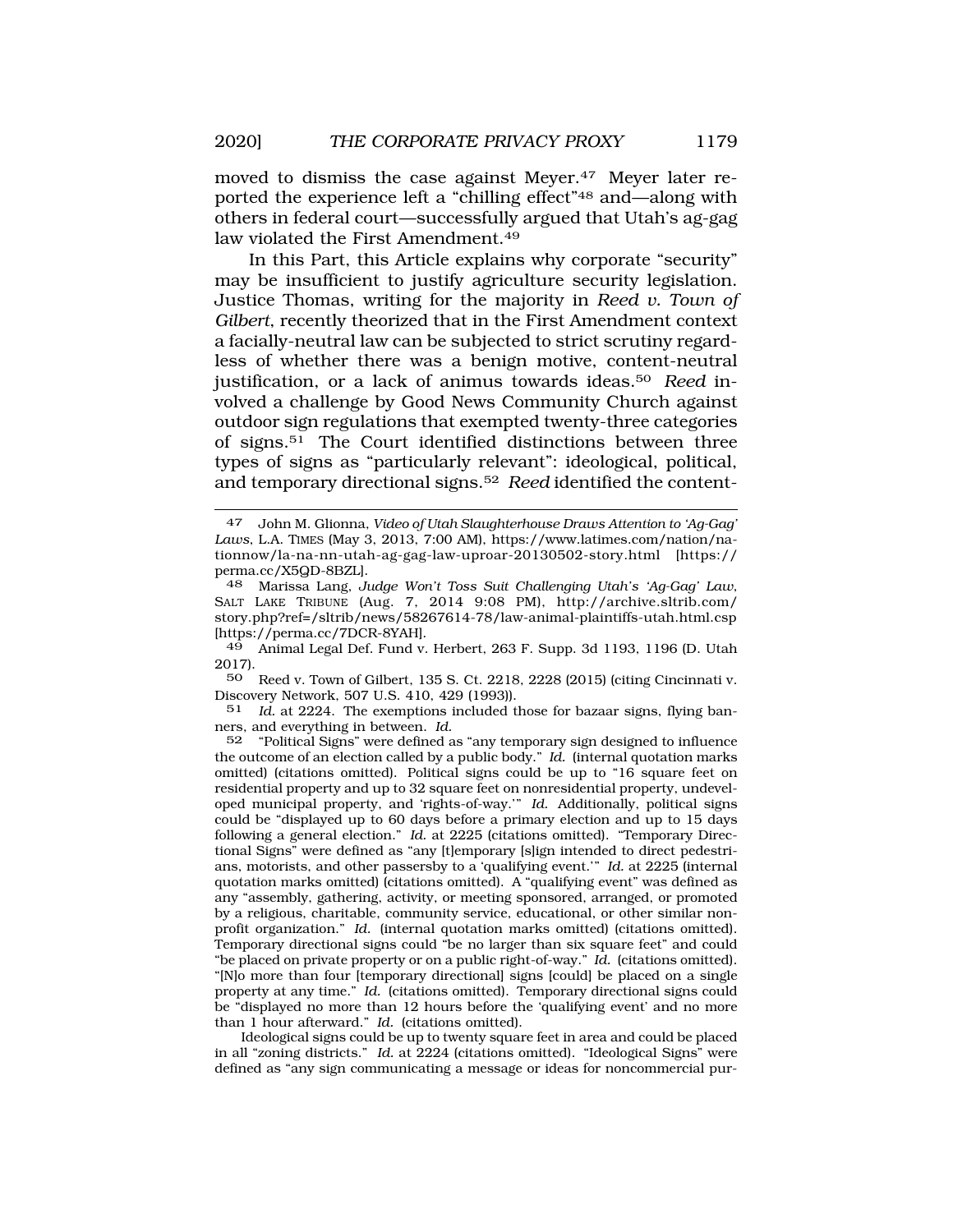moved to dismiss the case against Meyer.[47] Meyer later reported the experience left a "chilling effect"[48] and—along with others in federal court—successfully argued that Utah's ag-gag law violated the First Amendment.[49]

In this Part, this Article explains why corporate "security" may be insufficient to justify agriculture security legislation. Justice Thomas, writing for the majority in *Reed v. Town of Gilbert*, recently theorized that in the First Amendment context a facially-neutral law can be subjected to strict scrutiny regardless of whether there was a benign motive, content-neutral justification, or a lack of animus towards ideas.[50] *Reed* involved a challenge by Good News Community Church against outdoor sign regulations that exempted twenty-three categories of signs.[51] The Court identified distinctions between three types of signs as "particularly relevant": ideological, political, and temporary directional signs.[52] *Reed* identified the content-

---

[47] John M. Glionna, *Video of Utah Slaughterhouse Draws Attention to 'Ag-Gag' Laws*, L.A. TIMES (May 3, 2013, 7:00 AM), https://www.latimes.com/nation/nationnow/la-na-nn-utah-ag-gag-law-uproar-20130502-story.html [https://perma.cc/X5QD-8BZL].

[48] Marissa Lang, *Judge Won't Toss Suit Challenging Utah's 'Ag-Gag' Law*, SALT LAKE TRIBUNE (Aug. 7, 2014 9:08 PM), http://archive.sltrib.com/story.php?ref=/sltrib/news/58267614-78/law-animal-plaintiffs-utah.html.csp [https://perma.cc/7DCR-8YAH].

[49] Animal Legal Def. Fund v. Herbert, 263 F. Supp. 3d 1193, 1196 (D. Utah 2017).

[50] Reed v. Town of Gilbert, 135 S. Ct. 2218, 2228 (2015) (citing Cincinnati v. Discovery Network, 507 U.S. 410, 429 (1993)).

[51] *Id.* at 2224. The exemptions included those for bazaar signs, flying banners, and everything in between. *Id.*

[52] "Political Signs" were defined as "any temporary sign designed to influence the outcome of an election called by a public body." *Id.* (internal quotation marks omitted) (citations omitted). Political signs could be up to "16 square feet on residential property and up to 32 square feet on nonresidential property, undeveloped municipal property, and 'rights-of-way.'" *Id.* Additionally, political signs could be "displayed up to 60 days before a primary election and up to 15 days following a general election." *Id.* at 2225 (citations omitted). "Temporary Directional Signs" were defined as "any [t]emporary [s]ign intended to direct pedestrians, motorists, and other passersby to a 'qualifying event.'" *Id.* at 2225 (internal quotation marks omitted) (citations omitted). A "qualifying event" was defined as any "assembly, gathering, activity, or meeting sponsored, arranged, or promoted by a religious, charitable, community service, educational, or other similar non-profit organization." *Id.* (internal quotation marks omitted) (citations omitted). Temporary directional signs could "be no larger than six square feet" and could "be placed on private property or on a public right-of-way." *Id.* (citations omitted). "[N]o more than four [temporary directional] signs [could] be placed on a single property at any time." *Id.* (citations omitted). Temporary directional signs could be "displayed no more than 12 hours before the 'qualifying event' and no more than 1 hour afterward." *Id.* (citations omitted).

Ideological signs could be up to twenty square feet in area and could be placed in all "zoning districts." *Id.* at 2224 (citations omitted). "Ideological Signs" were defined as "any sign communicating a message or ideas for noncommercial pur-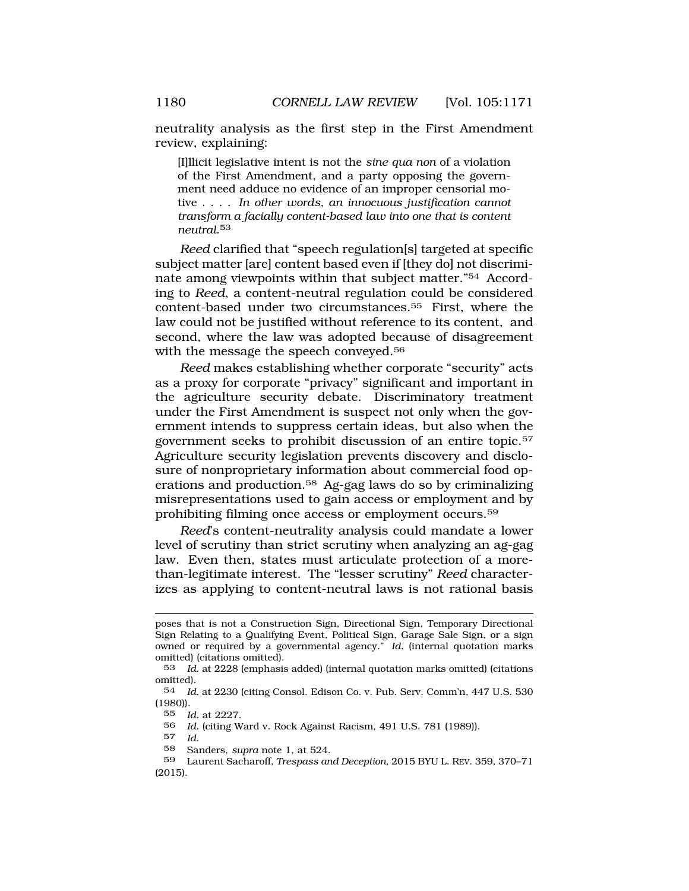neutrality analysis as the first step in the First Amendment review, explaining:

> [I]llicit legislative intent is not the *sine qua non* of a violation of the First Amendment, and a party opposing the government need adduce no evidence of an improper censorial motive . . . . *In other words, an innocuous justification cannot transform a facially content-based law into one that is content neutral.*[53]

*Reed* clarified that "speech regulation[s] targeted at specific subject matter [are] content based even if [they do] not discriminate among viewpoints within that subject matter."[54] According to *Reed*, a content-neutral regulation could be considered content-based under two circumstances.[55] First, where the law could not be justified without reference to its content, and second, where the law was adopted because of disagreement with the message the speech conveyed.[56]

*Reed* makes establishing whether corporate "security" acts as a proxy for corporate "privacy" significant and important in the agriculture security debate. Discriminatory treatment under the First Amendment is suspect not only when the government intends to suppress certain ideas, but also when the government seeks to prohibit discussion of an entire topic.[57] Agriculture security legislation prevents discovery and disclosure of nonproprietary information about commercial food operations and production.[58] Ag-gag laws do so by criminalizing misrepresentations used to gain access or employment and by prohibiting filming once access or employment occurs.[59]

*Reed*'s content-neutrality analysis could mandate a lower level of scrutiny than strict scrutiny when analyzing an ag-gag law. Even then, states must articulate protection of a more-than-legitimate interest. The "lesser scrutiny" *Reed* characterizes as applying to content-neutral laws is not rational basis

---

poses that is not a Construction Sign, Directional Sign, Temporary Directional Sign Relating to a Qualifying Event, Political Sign, Garage Sale Sign, or a sign owned or required by a governmental agency." *Id.* (internal quotation marks omitted) (citations omitted).

53 *Id.* at 2228 (emphasis added) (internal quotation marks omitted) (citations omitted).

54 *Id.* at 2230 (citing Consol. Edison Co. v. Pub. Serv. Comm'n, 447 U.S. 530 (1980)).

55 *Id.* at 2227.

56 *Id.* (citing Ward v. Rock Against Racism, 491 U.S. 781 (1989)).

57 *Id.*

58 Sanders, *supra* note 1, at 524.

59 Laurent Sacharoff, *Trespass and Deception*, 2015 BYU L. REV. 359, 370–71 (2015).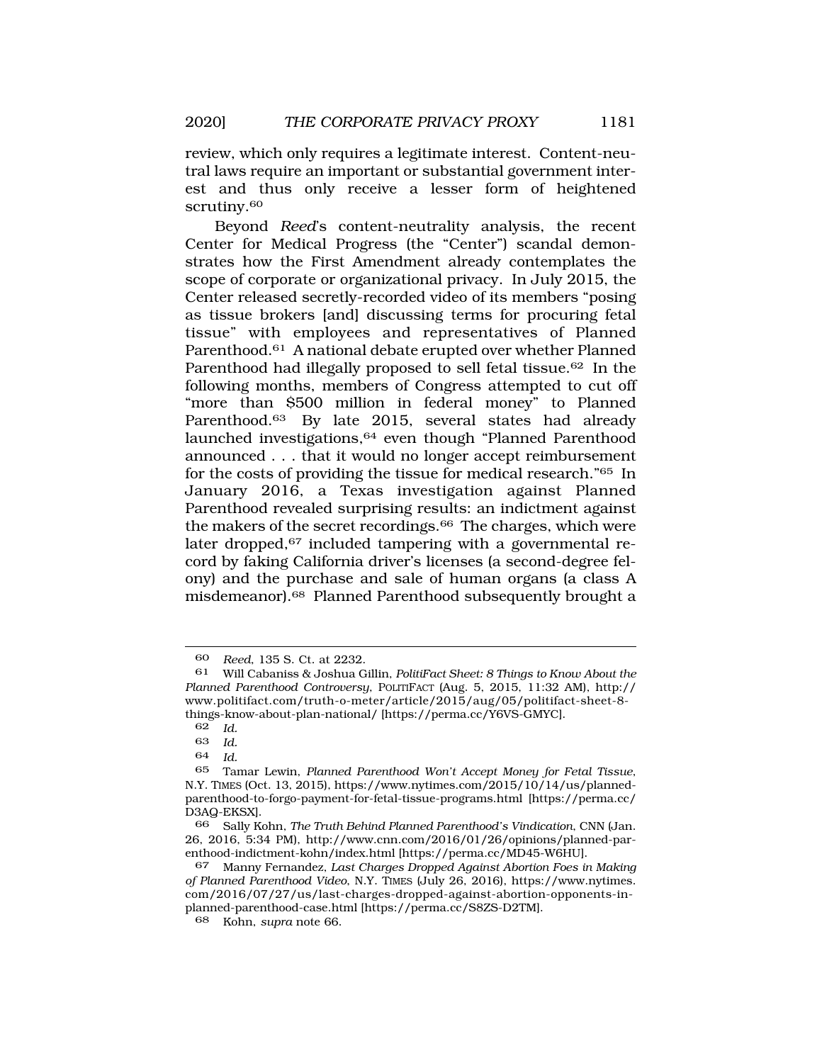review, which only requires a legitimate interest. Content-neutral laws require an important or substantial government interest and thus only receive a lesser form of heightened scrutiny.[60]

Beyond *Reed*'s content-neutrality analysis, the recent Center for Medical Progress (the "Center") scandal demonstrates how the First Amendment already contemplates the scope of corporate or organizational privacy. In July 2015, the Center released secretly-recorded video of its members "posing as tissue brokers [and] discussing terms for procuring fetal tissue" with employees and representatives of Planned Parenthood.[61] A national debate erupted over whether Planned Parenthood had illegally proposed to sell fetal tissue.[62] In the following months, members of Congress attempted to cut off "more than $500 million in federal money" to Planned Parenthood.[63] By late 2015, several states had already launched investigations,[64] even though "Planned Parenthood announced . . . that it would no longer accept reimbursement for the costs of providing the tissue for medical research."[65] In January 2016, a Texas investigation against Planned Parenthood revealed surprising results: an indictment against the makers of the secret recordings.[66] The charges, which were later dropped,[67] included tampering with a governmental record by faking California driver's licenses (a second-degree felony) and the purchase and sale of human organs (a class A misdemeanor).[68] Planned Parenthood subsequently brought a

---

60 *Reed*, 135 S. Ct. at 2232.

61 Will Cabaniss & Joshua Gillin, *PolitiFact Sheet: 8 Things to Know About the Planned Parenthood Controversy*, POLITIFACT (Aug. 5, 2015, 11:32 AM), http://www.politifact.com/truth-o-meter/article/2015/aug/05/politifact-sheet-8-things-know-about-plan-national/ [https://perma.cc/Y6VS-GMYC].

62 *Id.*

63 *Id.*

64 *Id.*

65 Tamar Lewin, *Planned Parenthood Won't Accept Money for Fetal Tissue*, N.Y. TIMES (Oct. 13, 2015), https://www.nytimes.com/2015/10/14/us/planned-parenthood-to-forgo-payment-for-fetal-tissue-programs.html [https://perma.cc/D3AQ-EKSX].

66 Sally Kohn, *The Truth Behind Planned Parenthood's Vindication*, CNN (Jan. 26, 2016, 5:34 PM), http://www.cnn.com/2016/01/26/opinions/planned-parenthood-indictment-kohn/index.html [https://perma.cc/MD45-W6HU].

67 Manny Fernandez, *Last Charges Dropped Against Abortion Foes in Making of Planned Parenthood Video*, N.Y. TIMES (July 26, 2016), https://www.nytimes.com/2016/07/27/us/last-charges-dropped-against-abortion-opponents-in-planned-parenthood-case.html [https://perma.cc/S8ZS-D2TM].

68 Kohn, *supra* note 66.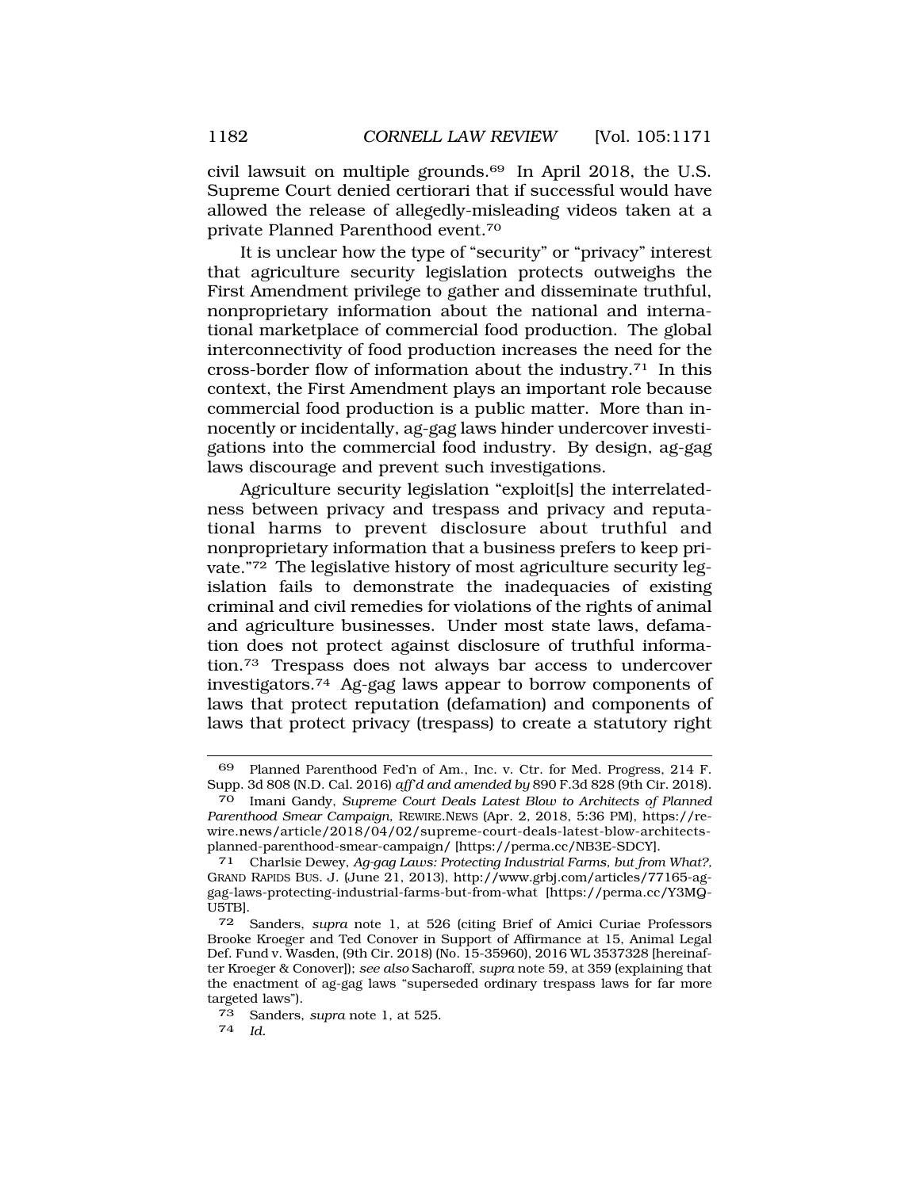civil lawsuit on multiple grounds.[69] In April 2018, the U.S. Supreme Court denied certiorari that if successful would have allowed the release of allegedly-misleading videos taken at a private Planned Parenthood event.[70]

It is unclear how the type of "security" or "privacy" interest that agriculture security legislation protects outweighs the First Amendment privilege to gather and disseminate truthful, nonproprietary information about the national and international marketplace of commercial food production. The global interconnectivity of food production increases the need for the cross-border flow of information about the industry.[71] In this context, the First Amendment plays an important role because commercial food production is a public matter. More than innocently or incidentally, ag-gag laws hinder undercover investigations into the commercial food industry. By design, ag-gag laws discourage and prevent such investigations.

Agriculture security legislation "exploit[s] the interrelatedness between privacy and trespass and privacy and reputational harms to prevent disclosure about truthful and nonproprietary information that a business prefers to keep private."[72] The legislative history of most agriculture security legislation fails to demonstrate the inadequacies of existing criminal and civil remedies for violations of the rights of animal and agriculture businesses. Under most state laws, defamation does not protect against disclosure of truthful information.[73] Trespass does not always bar access to undercover investigators.[74] Ag-gag laws appear to borrow components of laws that protect reputation (defamation) and components of laws that protect privacy (trespass) to create a statutory right

---

69 Planned Parenthood Fed'n of Am., Inc. v. Ctr. for Med. Progress, 214 F. Supp. 3d 808 (N.D. Cal. 2016) *aff'd and amended by* 890 F.3d 828 (9th Cir. 2018).

70 Imani Gandy, *Supreme Court Deals Latest Blow to Architects of Planned Parenthood Smear Campaign*, REWIRE.NEWS (Apr. 2, 2018, 5:36 PM), https://rewire.news/article/2018/04/02/supreme-court-deals-latest-blow-architects-planned-parenthood-smear-campaign/ [https://perma.cc/NB3E-SDCY].

71 Charlsie Dewey, *Ag-gag Laws: Protecting Industrial Farms, but from What?*, GRAND RAPIDS BUS. J. (June 21, 2013), http://www.grbj.com/articles/77165-ag-gag-laws-protecting-industrial-farms-but-from-what [https://perma.cc/Y3MQ-U5TB].

72 Sanders, *supra* note 1, at 526 (citing Brief of Amici Curiae Professors Brooke Kroeger and Ted Conover in Support of Affirmance at 15, Animal Legal Def. Fund v. Wasden, (9th Cir. 2018) (No. 15-35960), 2016 WL 3537328 [hereinafter Kroeger & Conover]); *see also* Sacharoff, *supra* note 59, at 359 (explaining that the enactment of ag-gag laws "superseded ordinary trespass laws for far more targeted laws").

73 Sanders, *supra* note 1, at 525.

74 *Id.*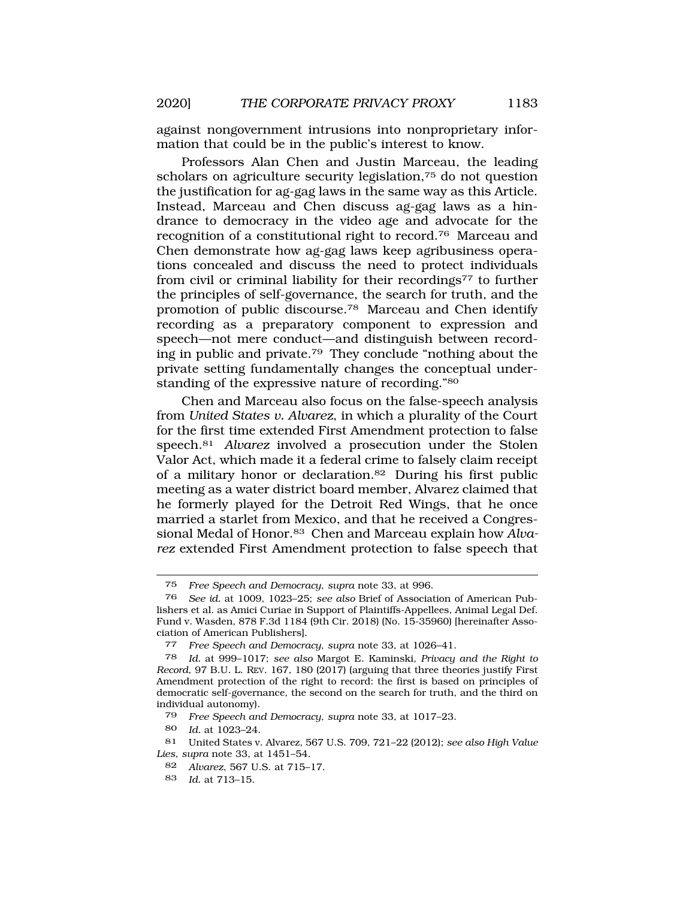against nongovernment intrusions into nonproprietary information that could be in the public's interest to know.

Professors Alan Chen and Justin Marceau, the leading scholars on agriculture security legislation,[75] do not question the justification for ag-gag laws in the same way as this Article. Instead, Marceau and Chen discuss ag-gag laws as a hindrance to democracy in the video age and advocate for the recognition of a constitutional right to record.[76] Marceau and Chen demonstrate how ag-gag laws keep agribusiness operations concealed and discuss the need to protect individuals from civil or criminal liability for their recordings[77] to further the principles of self-governance, the search for truth, and the promotion of public discourse.[78] Marceau and Chen identify recording as a preparatory component to expression and speech—not mere conduct—and distinguish between recording in public and private.[79] They conclude "nothing about the private setting fundamentally changes the conceptual understanding of the expressive nature of recording."[80]

Chen and Marceau also focus on the false-speech analysis from *United States v. Alvarez*, in which a plurality of the Court for the first time extended First Amendment protection to false speech.[81] *Alvarez* involved a prosecution under the Stolen Valor Act, which made it a federal crime to falsely claim receipt of a military honor or declaration.[82] During his first public meeting as a water district board member, Alvarez claimed that he formerly played for the Detroit Red Wings, that he once married a starlet from Mexico, and that he received a Congressional Medal of Honor.[83] Chen and Marceau explain how *Alvarez* extended First Amendment protection to false speech that

---

75 *Free Speech and Democracy*, *supra* note 33, at 996.

76 *See id.* at 1009, 1023–25; *see also* Brief of Association of American Publishers et al. as Amici Curiae in Support of Plaintiffs-Appellees, Animal Legal Def. Fund v. Wasden, 878 F.3d 1184 (9th Cir. 2018) (No. 15-35960) [hereinafter Association of American Publishers].

77 *Free Speech and Democracy*, *supra* note 33, at 1026–41.

78 *Id.* at 999–1017; *see also* Margot E. Kaminski, *Privacy and the Right to Record*, 97 B.U. L. REV. 167, 180 (2017) (arguing that three theories justify First Amendment protection of the right to record: the first is based on principles of democratic self-governance, the second on the search for truth, and the third on individual autonomy).

79 *Free Speech and Democracy*, *supra* note 33, at 1017–23.

80 *Id.* at 1023–24.

81 United States v. Alvarez, 567 U.S. 709, 721–22 (2012); *see also High Value Lies*, *supra* note 33, at 1451–54.

82 *Alvarez*, 567 U.S. at 715–17.

83 *Id.* at 713–15.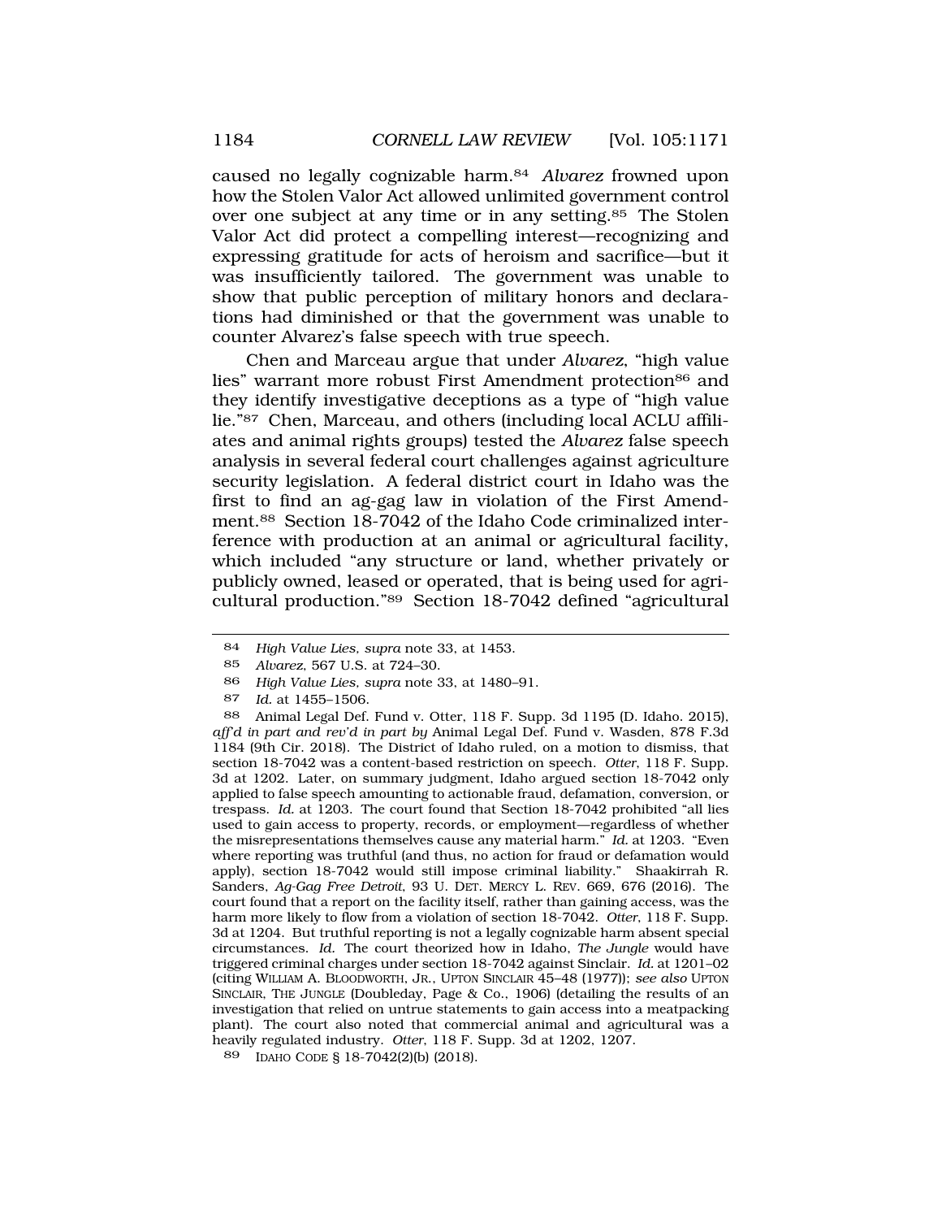caused no legally cognizable harm.[84] *Alvarez* frowned upon how the Stolen Valor Act allowed unlimited government control over one subject at any time or in any setting.[85] The Stolen Valor Act did protect a compelling interest—recognizing and expressing gratitude for acts of heroism and sacrifice—but it was insufficiently tailored. The government was unable to show that public perception of military honors and declarations had diminished or that the government was unable to counter Alvarez's false speech with true speech.

Chen and Marceau argue that under *Alvarez*, "high value lies" warrant more robust First Amendment protection[86] and they identify investigative deceptions as a type of "high value lie."[87] Chen, Marceau, and others (including local ACLU affiliates and animal rights groups) tested the *Alvarez* false speech analysis in several federal court challenges against agriculture security legislation. A federal district court in Idaho was the first to find an ag-gag law in violation of the First Amendment.[88] Section 18-7042 of the Idaho Code criminalized interference with production at an animal or agricultural facility, which included "any structure or land, whether privately or publicly owned, leased or operated, that is being used for agricultural production."[89] Section 18-7042 defined "agricultural

---

84 *High Value Lies, supra* note 33, at 1453.

85 *Alvarez*, 567 U.S. at 724–30.

86 *High Value Lies, supra* note 33, at 1480–91.

87 *Id.* at 1455–1506.

88 Animal Legal Def. Fund v. Otter, 118 F. Supp. 3d 1195 (D. Idaho. 2015), *aff'd in part and rev'd in part by* Animal Legal Def. Fund v. Wasden, 878 F.3d 1184 (9th Cir. 2018). The District of Idaho ruled, on a motion to dismiss, that section 18-7042 was a content-based restriction on speech. *Otter*, 118 F. Supp. 3d at 1202. Later, on summary judgment, Idaho argued section 18-7042 only applied to false speech amounting to actionable fraud, defamation, conversion, or trespass. *Id.* at 1203. The court found that Section 18-7042 prohibited "all lies used to gain access to property, records, or employment—regardless of whether the misrepresentations themselves cause any material harm." *Id.* at 1203. "Even where reporting was truthful (and thus, no action for fraud or defamation would apply), section 18-7042 would still impose criminal liability." Shaakirrah R. Sanders, *Ag-Gag Free Detroit*, 93 U. DET. MERCY L. REV. 669, 676 (2016). The court found that a report on the facility itself, rather than gaining access, was the harm more likely to flow from a violation of section 18-7042. *Otter*, 118 F. Supp. 3d at 1204. But truthful reporting is not a legally cognizable harm absent special circumstances. *Id.* The court theorized how in Idaho, *The Jungle* would have triggered criminal charges under section 18-7042 against Sinclair. *Id.* at 1201–02 (citing WILLIAM A. BLOODWORTH, JR., UPTON SINCLAIR 45–48 (1977)); *see also* UPTON SINCLAIR, THE JUNGLE (Doubleday, Page & Co., 1906) (detailing the results of an investigation that relied on untrue statements to gain access into a meatpacking plant). The court also noted that commercial animal and agricultural was a heavily regulated industry. *Otter*, 118 F. Supp. 3d at 1202, 1207.

89 IDAHO CODE § 18-7042(2)(b) (2018).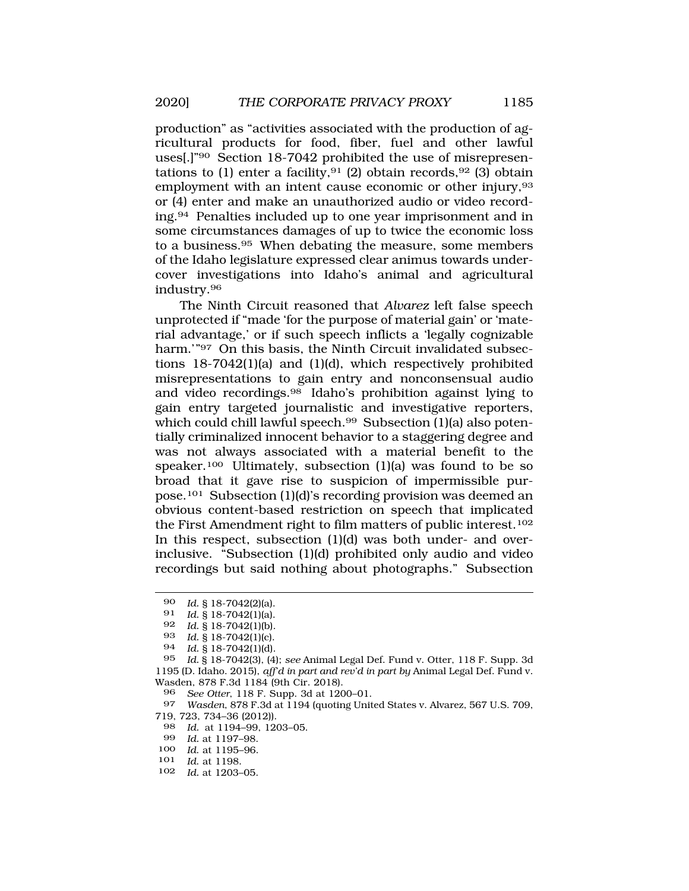production" as "activities associated with the production of agricultural products for food, fiber, fuel and other lawful uses[.]"[90] Section 18-7042 prohibited the use of misrepresentations to (1) enter a facility,[91] (2) obtain records,[92] (3) obtain employment with an intent cause economic or other injury,[93] or (4) enter and make an unauthorized audio or video recording.[94] Penalties included up to one year imprisonment and in some circumstances damages of up to twice the economic loss to a business.[95] When debating the measure, some members of the Idaho legislature expressed clear animus towards undercover investigations into Idaho's animal and agricultural industry.[96]

The Ninth Circuit reasoned that *Alvarez* left false speech unprotected if "made 'for the purpose of material gain' or 'material advantage,' or if such speech inflicts a 'legally cognizable harm.'"[97] On this basis, the Ninth Circuit invalidated subsections 18-7042(1)(a) and (1)(d), which respectively prohibited misrepresentations to gain entry and nonconsensual audio and video recordings.[98] Idaho's prohibition against lying to gain entry targeted journalistic and investigative reporters, which could chill lawful speech.[99] Subsection (1)(a) also potentially criminalized innocent behavior to a staggering degree and was not always associated with a material benefit to the speaker.[100] Ultimately, subsection (1)(a) was found to be so broad that it gave rise to suspicion of impermissible purpose.[101] Subsection (1)(d)'s recording provision was deemed an obvious content-based restriction on speech that implicated the First Amendment right to film matters of public interest.[102] In this respect, subsection (1)(d) was both under- and over-inclusive. "Subsection (1)(d) prohibited only audio and video recordings but said nothing about photographs." Subsection

---

90 *Id.* § 18-7042(2)(a).

91 *Id.* § 18-7042(1)(a).

92 *Id.* § 18-7042(1)(b).

93 *Id.* § 18-7042(1)(c).

94 *Id.* § 18-7042(1)(d).

95 *Id.* § 18-7042(3), (4); *see* Animal Legal Def. Fund v. Otter, 118 F. Supp. 3d 1195 (D. Idaho. 2015), *aff'd in part and rev'd in part by* Animal Legal Def. Fund v. Wasden, 878 F.3d 1184 (9th Cir. 2018).

96 *See Otter*, 118 F. Supp. 3d at 1200–01.

97 *Wasden*, 878 F.3d at 1194 (quoting United States v. Alvarez, 567 U.S. 709, 719, 723, 734–36 (2012)).

98 *Id.* at 1194–99, 1203–05.

99 *Id.* at 1197–98.

100 *Id.* at 1195–96.

101 *Id.* at 1198.

102 *Id.* at 1203–05.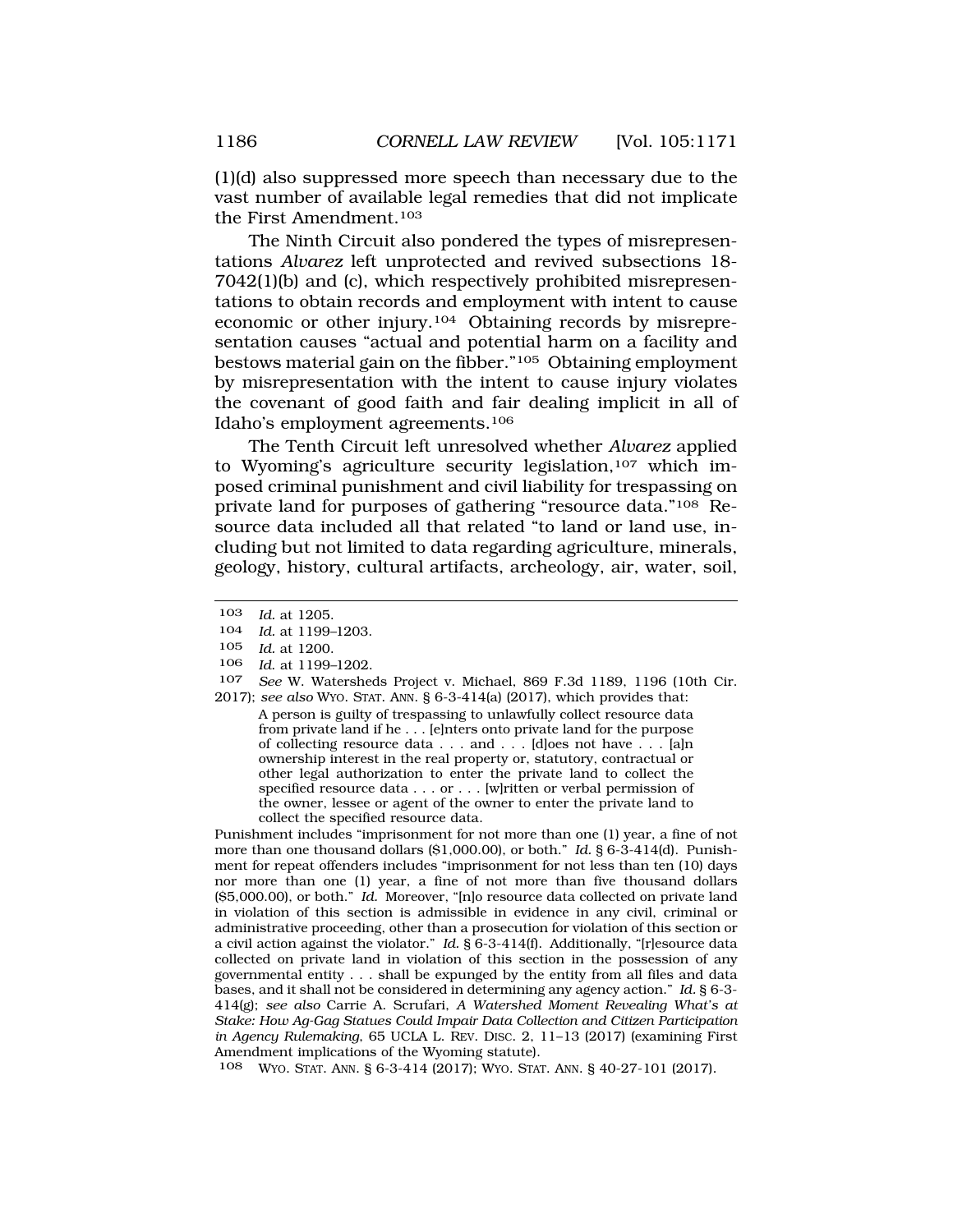(1)(d) also suppressed more speech than necessary due to the vast number of available legal remedies that did not implicate the First Amendment.[103]

The Ninth Circuit also pondered the types of misrepresentations *Alvarez* left unprotected and revived subsections 18-7042(1)(b) and (c), which respectively prohibited misrepresentations to obtain records and employment with intent to cause economic or other injury.[104] Obtaining records by misrepresentation causes "actual and potential harm on a facility and bestows material gain on the fibber."[105] Obtaining employment by misrepresentation with the intent to cause injury violates the covenant of good faith and fair dealing implicit in all of Idaho's employment agreements.[106]

The Tenth Circuit left unresolved whether *Alvarez* applied to Wyoming's agriculture security legislation,[107] which imposed criminal punishment and civil liability for trespassing on private land for purposes of gathering "resource data."[108] Resource data included all that related "to land or land use, including but not limited to data regarding agriculture, minerals, geology, history, cultural artifacts, archeology, air, water, soil,

---

[103] *Id.* at 1205.

[104] *Id.* at 1199–1203.

[105] *Id.* at 1200.

[106] *Id.* at 1199–1202.

[107] *See* W. Watersheds Project v. Michael, 869 F.3d 1189, 1196 (10th Cir. 2017); *see also* WYO. STAT. ANN. § 6-3-414(a) (2017), which provides that:

> A person is guilty of trespassing to unlawfully collect resource data from private land if he . . . [e]nters onto private land for the purpose of collecting resource data . . . and . . . [d]oes not have . . . [a]n ownership interest in the real property or, statutory, contractual or other legal authorization to enter the private land to collect the specified resource data . . . or . . . [w]ritten or verbal permission of the owner, lessee or agent of the owner to enter the private land to collect the specified resource data.

Punishment includes "imprisonment for not more than one (1) year, a fine of not more than one thousand dollars ($1,000.00), or both." *Id.* § 6-3-414(d). Punishment for repeat offenders includes "imprisonment for not less than ten (10) days nor more than one (1) year, a fine of not more than five thousand dollars ($5,000.00), or both." *Id.* Moreover, "[n]o resource data collected on private land in violation of this section is admissible in evidence in any civil, criminal or administrative proceeding, other than a prosecution for violation of this section or a civil action against the violator." *Id.* § 6-3-414(f). Additionally, "[r]esource data collected on private land in violation of this section in the possession of any governmental entity . . . shall be expunged by the entity from all files and data bases, and it shall not be considered in determining any agency action." *Id.* § 6-3-414(g); *see also* Carrie A. Scrufari, *A Watershed Moment Revealing What's at Stake: How Ag-Gag Statues Could Impair Data Collection and Citizen Participation in Agency Rulemaking*, 65 UCLA L. REV. DISC. 2, 11–13 (2017) (examining First Amendment implications of the Wyoming statute).

[108] WYO. STAT. ANN. § 6-3-414 (2017); WYO. STAT. ANN. § 40-27-101 (2017).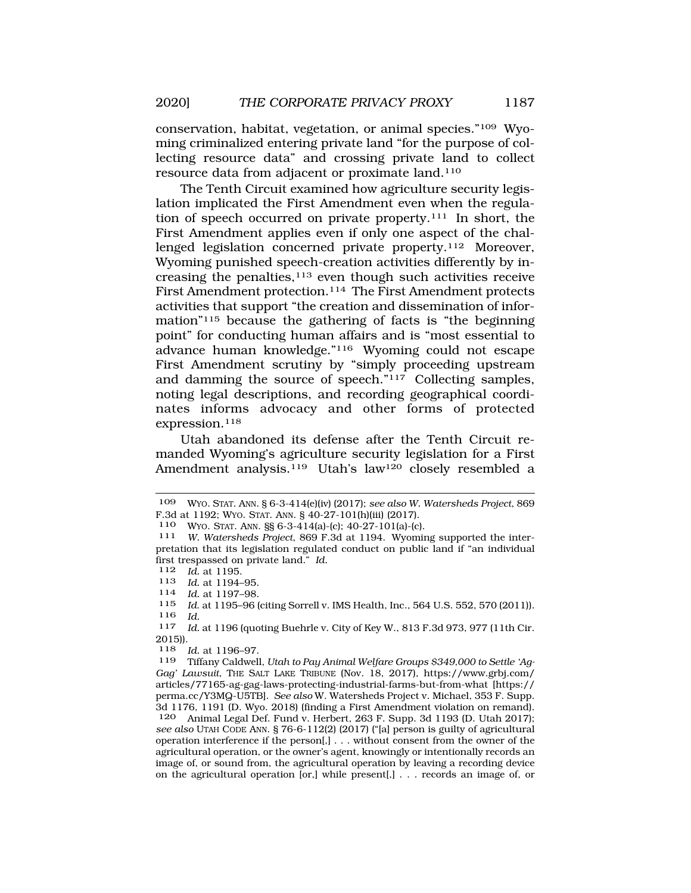conservation, habitat, vegetation, or animal species."[109] Wyoming criminalized entering private land "for the purpose of collecting resource data" and crossing private land to collect resource data from adjacent or proximate land.[110]

The Tenth Circuit examined how agriculture security legislation implicated the First Amendment even when the regulation of speech occurred on private property.[111] In short, the First Amendment applies even if only one aspect of the challenged legislation concerned private property.[112] Moreover, Wyoming punished speech-creation activities differently by increasing the penalties,[113] even though such activities receive First Amendment protection.[114] The First Amendment protects activities that support "the creation and dissemination of information"[115] because the gathering of facts is "the beginning point" for conducting human affairs and is "most essential to advance human knowledge."[116] Wyoming could not escape First Amendment scrutiny by "simply proceeding upstream and damming the source of speech."[117] Collecting samples, noting legal descriptions, and recording geographical coordinates informs advocacy and other forms of protected expression.[118]

Utah abandoned its defense after the Tenth Circuit remanded Wyoming's agriculture security legislation for a First Amendment analysis.[119] Utah's law[120] closely resembled a

---

109 WYO. STAT. ANN. § 6-3-414(e)(iv) (2017); *see also W. Watersheds Project*, 869 F.3d at 1192; WYO. STAT. ANN. § 40-27-101(h)(iii) (2017).

110 WYO. STAT. ANN. §§ 6-3-414(a)-(c); 40-27-101(a)-(c).

111 *W. Watersheds Project*, 869 F.3d at 1194. Wyoming supported the interpretation that its legislation regulated conduct on public land if "an individual first trespassed on private land." *Id.*

112 *Id.* at 1195.

113 *Id.* at 1194–95.

114 *Id.* at 1197–98.

115 *Id.* at 1195–96 (citing Sorrell v. IMS Health, Inc., 564 U.S. 552, 570 (2011)).

116 *Id.*

117 *Id.* at 1196 (quoting Buehrle v. City of Key W., 813 F.3d 973, 977 (11th Cir. 2015)).

118 *Id.* at 1196–97.

119 Tiffany Caldwell, *Utah to Pay Animal Welfare Groups $349,000 to Settle 'Ag-Gag' Lawsuit*, THE SALT LAKE TRIBUNE (Nov. 18, 2017), https://www.grbj.com/articles/77165-ag-gag-laws-protecting-industrial-farms-but-from-what [https://perma.cc/Y3MQ-U5TB]. *See also* W. Watersheds Project v. Michael, 353 F. Supp. 3d 1176, 1191 (D. Wyo. 2018) (finding a First Amendment violation on remand).

120 Animal Legal Def. Fund v. Herbert, 263 F. Supp. 3d 1193 (D. Utah 2017); *see also* UTAH CODE ANN. § 76-6-112(2) (2017) ("[a] person is guilty of agricultural operation interference if the person[,] . . . without consent from the owner of the agricultural operation, or the owner's agent, knowingly or intentionally records an image of, or sound from, the agricultural operation by leaving a recording device on the agricultural operation [or,] while present[,] . . . records an image of, or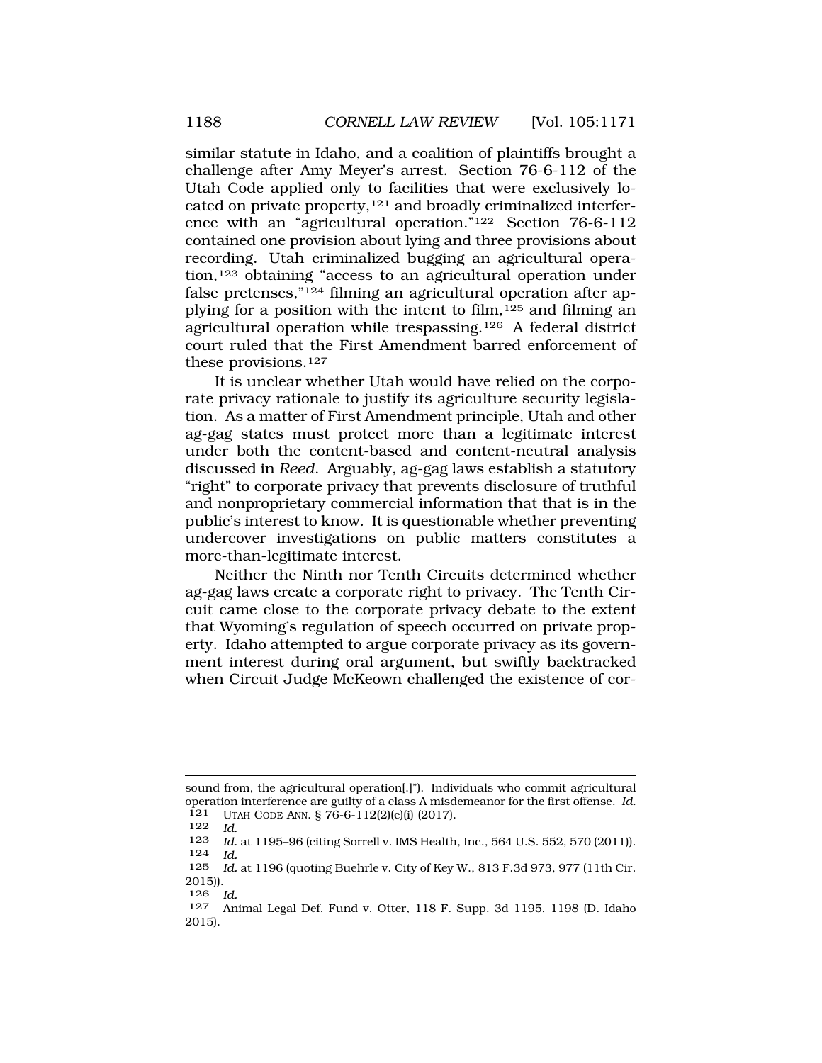similar statute in Idaho, and a coalition of plaintiffs brought a challenge after Amy Meyer's arrest. Section 76-6-112 of the Utah Code applied only to facilities that were exclusively located on private property,[121] and broadly criminalized interference with an "agricultural operation."[122] Section 76-6-112 contained one provision about lying and three provisions about recording. Utah criminalized bugging an agricultural operation,[123] obtaining "access to an agricultural operation under false pretenses,"[124] filming an agricultural operation after applying for a position with the intent to film,[125] and filming an agricultural operation while trespassing.[126] A federal district court ruled that the First Amendment barred enforcement of these provisions.[127]

It is unclear whether Utah would have relied on the corporate privacy rationale to justify its agriculture security legislation. As a matter of First Amendment principle, Utah and other ag-gag states must protect more than a legitimate interest under both the content-based and content-neutral analysis discussed in *Reed*. Arguably, ag-gag laws establish a statutory "right" to corporate privacy that prevents disclosure of truthful and nonproprietary commercial information that that is in the public's interest to know. It is questionable whether preventing undercover investigations on public matters constitutes a more-than-legitimate interest.

Neither the Ninth nor Tenth Circuits determined whether ag-gag laws create a corporate right to privacy. The Tenth Circuit came close to the corporate privacy debate to the extent that Wyoming's regulation of speech occurred on private property. Idaho attempted to argue corporate privacy as its government interest during oral argument, but swiftly backtracked when Circuit Judge McKeown challenged the existence of cor-

---

sound from, the agricultural operation[.]"). Individuals who commit agricultural operation interference are guilty of a class A misdemeanor for the first offense. *Id.*

[121] UTAH CODE ANN. § 76-6-112(2)(c)(i) (2017).

[122] *Id.*

[123] *Id.* at 1195–96 (citing Sorrell v. IMS Health, Inc., 564 U.S. 552, 570 (2011)).

[124] *Id.*

[125] *Id.* at 1196 (quoting Buehrle v. City of Key W., 813 F.3d 973, 977 (11th Cir. 2015)).

[126] *Id.*

[127] Animal Legal Def. Fund v. Otter, 118 F. Supp. 3d 1195, 1198 (D. Idaho 2015).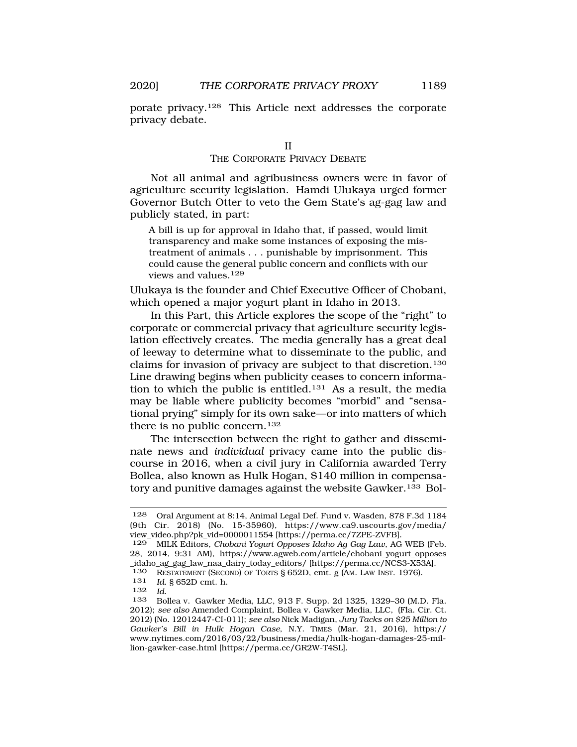porate privacy.[128] This Article next addresses the corporate privacy debate.

## II
## THE CORPORATE PRIVACY DEBATE

Not all animal and agribusiness owners were in favor of agriculture security legislation. Hamdi Ulukaya urged former Governor Butch Otter to veto the Gem State's ag-gag law and publicly stated, in part:

> A bill is up for approval in Idaho that, if passed, would limit transparency and make some instances of exposing the mistreatment of animals . . . punishable by imprisonment. This could cause the general public concern and conflicts with our views and values.[129]

Ulukaya is the founder and Chief Executive Officer of Chobani, which opened a major yogurt plant in Idaho in 2013.

In this Part, this Article explores the scope of the "right" to corporate or commercial privacy that agriculture security legislation effectively creates. The media generally has a great deal of leeway to determine what to disseminate to the public, and claims for invasion of privacy are subject to that discretion.[130] Line drawing begins when publicity ceases to concern information to which the public is entitled.[131] As a result, the media may be liable where publicity becomes "morbid" and "sensational prying" simply for its own sake—or into matters of which there is no public concern.[132]

The intersection between the right to gather and disseminate news and *individual* privacy came into the public discourse in 2016, when a civil jury in California awarded Terry Bollea, also known as Hulk Hogan, $140 million in compensatory and punitive damages against the website Gawker.[133] Bol-

---

[128] Oral Argument at 8:14, Animal Legal Def. Fund v. Wasden, 878 F.3d 1184 (9th Cir. 2018) (No. 15-35960), https://www.ca9.uscourts.gov/media/view_video.php?pk_vid=0000011554 [https://perma.cc/7ZPE-ZVFB].

[129] MILK Editors, *Chobani Yogurt Opposes Idaho Ag Gag Law*, AG WEB (Feb. 28, 2014, 9:31 AM), https://www.agweb.com/article/chobani_yogurt_opposes_idaho_ag_gag_law_naa_dairy_today_editors/ [https://perma.cc/NCS3-X53A].

[130] RESTATEMENT (SECOND) OF TORTS § 652D, cmt. g (AM. LAW INST. 1976).

[131] *Id.* § 652D cmt. h.

[132] *Id.*

[133] Bollea v. Gawker Media, LLC, 913 F. Supp. 2d 1325, 1329–30 (M.D. Fla. 2012); *see also* Amended Complaint, Bollea v. Gawker Media, LLC, (Fla. Cir. Ct. 2012) (No. 12012447-CI-011); *see also* Nick Madigan, *Jury Tacks on $25 Million to Gawker's Bill in Hulk Hogan Case*, N.Y. TIMES (Mar. 21, 2016), https://www.nytimes.com/2016/03/22/business/media/hulk-hogan-damages-25-million-gawker-case.html [https://perma.cc/GR2W-T4SL].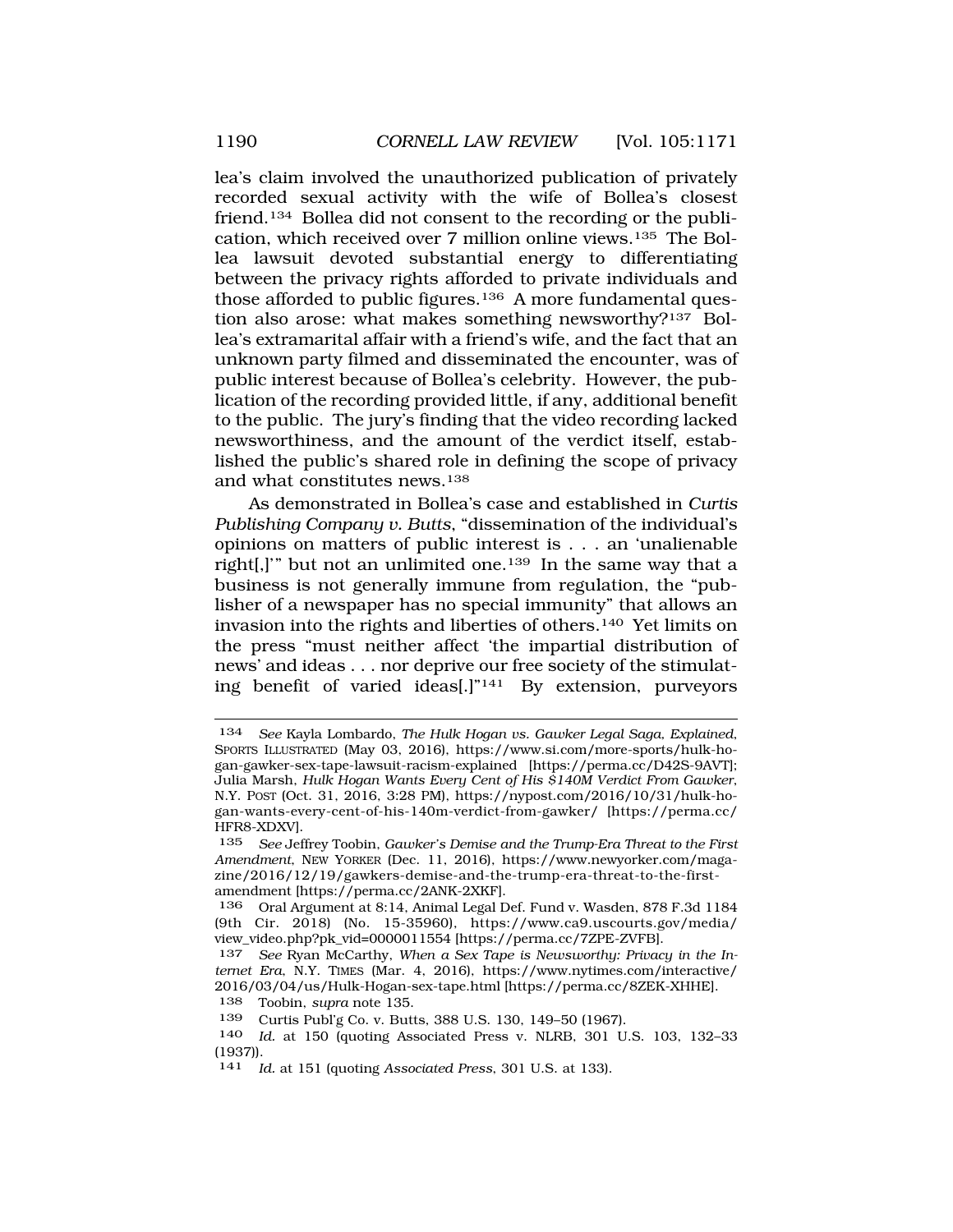lea's claim involved the unauthorized publication of privately recorded sexual activity with the wife of Bollea's closest friend.[134] Bollea did not consent to the recording or the publication, which received over 7 million online views.[135] The Bollea lawsuit devoted substantial energy to differentiating between the privacy rights afforded to private individuals and those afforded to public figures.[136] A more fundamental question also arose: what makes something newsworthy?[137] Bollea's extramarital affair with a friend's wife, and the fact that an unknown party filmed and disseminated the encounter, was of public interest because of Bollea's celebrity. However, the publication of the recording provided little, if any, additional benefit to the public. The jury's finding that the video recording lacked newsworthiness, and the amount of the verdict itself, established the public's shared role in defining the scope of privacy and what constitutes news.[138]

As demonstrated in Bollea's case and established in *Curtis Publishing Company v. Butts*, "dissemination of the individual's opinions on matters of public interest is . . . an 'unalienable right[,]'" but not an unlimited one.[139] In the same way that a business is not generally immune from regulation, the "publisher of a newspaper has no special immunity" that allows an invasion into the rights and liberties of others.[140] Yet limits on the press "must neither affect 'the impartial distribution of news' and ideas . . . nor deprive our free society of the stimulating benefit of varied ideas[.]"[141] By extension, purveyors

---

134 *See* Kayla Lombardo, *The Hulk Hogan vs. Gawker Legal Saga, Explained*, SPORTS ILLUSTRATED (May 03, 2016), https://www.si.com/more-sports/hulk-hogan-gawker-sex-tape-lawsuit-racism-explained [https://perma.cc/D42S-9AVT]; Julia Marsh, *Hulk Hogan Wants Every Cent of His $140M Verdict From Gawker*, N.Y. POST (Oct. 31, 2016, 3:28 PM), https://nypost.com/2016/10/31/hulk-hogan-wants-every-cent-of-his-140m-verdict-from-gawker/ [https://perma.cc/HFR8-XDXV].

135 *See* Jeffrey Toobin, *Gawker's Demise and the Trump-Era Threat to the First Amendment*, NEW YORKER (Dec. 11, 2016), https://www.newyorker.com/magazine/2016/12/19/gawkers-demise-and-the-trump-era-threat-to-the-first-amendment [https://perma.cc/2ANK-2XKF].

136 Oral Argument at 8:14, Animal Legal Def. Fund v. Wasden, 878 F.3d 1184 (9th Cir. 2018) (No. 15-35960), https://www.ca9.uscourts.gov/media/view_video.php?pk_vid=0000011554 [https://perma.cc/7ZPE-ZVFB].

137 *See* Ryan McCarthy, *When a Sex Tape is Newsworthy: Privacy in the Internet Era*, N.Y. TIMES (Mar. 4, 2016), https://www.nytimes.com/interactive/2016/03/04/us/Hulk-Hogan-sex-tape.html [https://perma.cc/8ZEK-XHHE].

138 Toobin, *supra* note 135.

139 Curtis Publ'g Co. v. Butts, 388 U.S. 130, 149–50 (1967).

140 *Id.* at 150 (quoting Associated Press v. NLRB, 301 U.S. 103, 132–33 (1937)).

141 *Id.* at 151 (quoting *Associated Press*, 301 U.S. at 133).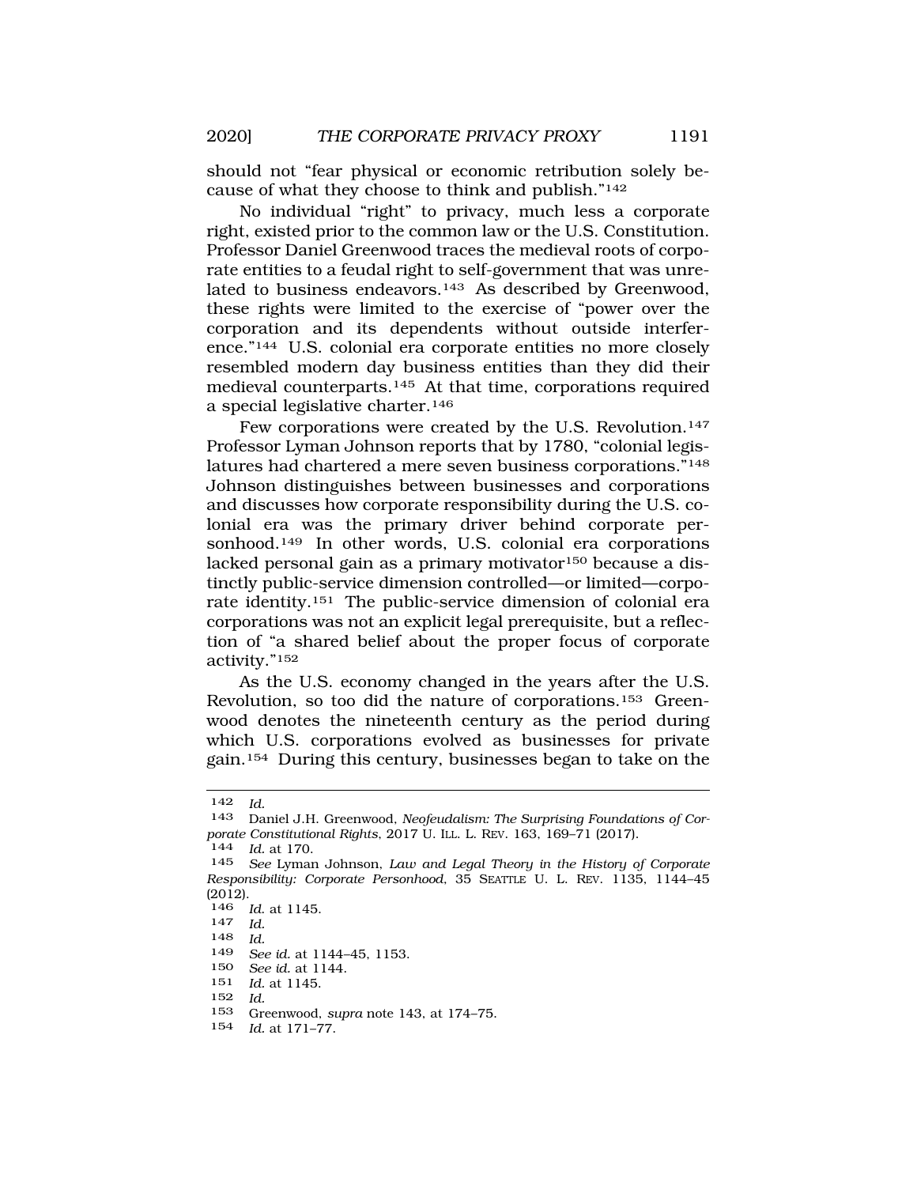should not "fear physical or economic retribution solely because of what they choose to think and publish."[142]

No individual "right" to privacy, much less a corporate right, existed prior to the common law or the U.S. Constitution. Professor Daniel Greenwood traces the medieval roots of corporate entities to a feudal right to self-government that was unrelated to business endeavors.[143] As described by Greenwood, these rights were limited to the exercise of "power over the corporation and its dependents without outside interference."[144] U.S. colonial era corporate entities no more closely resembled modern day business entities than they did their medieval counterparts.[145] At that time, corporations required a special legislative charter.[146]

Few corporations were created by the U.S. Revolution.[147] Professor Lyman Johnson reports that by 1780, "colonial legislatures had chartered a mere seven business corporations."[148] Johnson distinguishes between businesses and corporations and discusses how corporate responsibility during the U.S. colonial era was the primary driver behind corporate personhood.[149] In other words, U.S. colonial era corporations lacked personal gain as a primary motivator[150] because a distinctly public-service dimension controlled—or limited—corporate identity.[151] The public-service dimension of colonial era corporations was not an explicit legal prerequisite, but a reflection of "a shared belief about the proper focus of corporate activity."[152]

As the U.S. economy changed in the years after the U.S. Revolution, so too did the nature of corporations.[153] Greenwood denotes the nineteenth century as the period during which U.S. corporations evolved as businesses for private gain.[154] During this century, businesses began to take on the

---

142 *Id.*

143 Daniel J.H. Greenwood, *Neofeudalism: The Surprising Foundations of Corporate Constitutional Rights*, 2017 U. ILL. L. REV. 163, 169–71 (2017).

144 *Id.* at 170.

145 *See* Lyman Johnson, *Law and Legal Theory in the History of Corporate Responsibility: Corporate Personhood*, 35 SEATTLE U. L. REV. 1135, 1144–45 (2012).

146 *Id.* at 1145.

147 *Id.*

148 *Id.*

149 *See id.* at 1144–45, 1153.

150 *See id.* at 1144.

151 *Id.* at 1145.

152 *Id.*

153 Greenwood, *supra* note 143, at 174–75.

154 *Id.* at 171–77.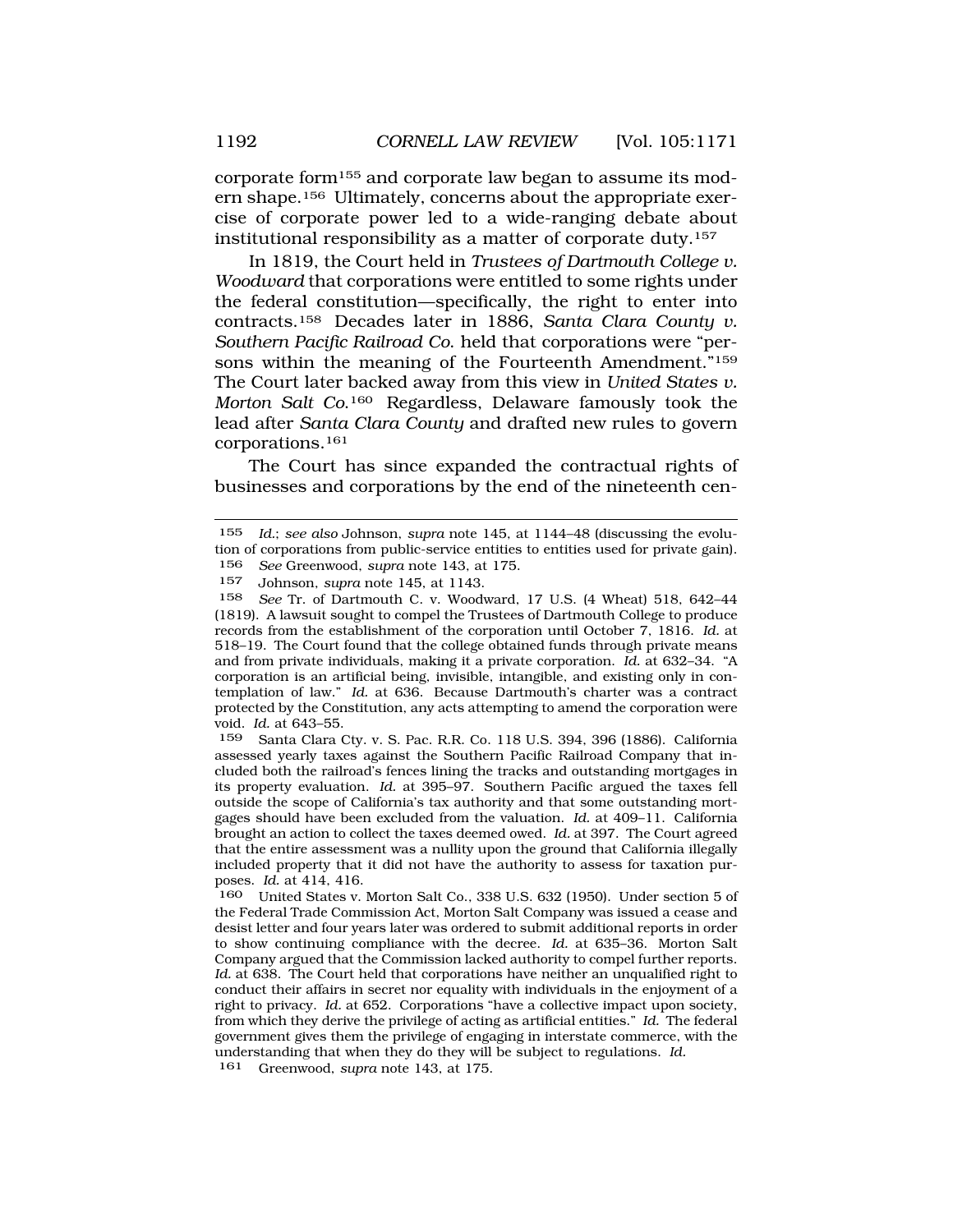corporate form[155] and corporate law began to assume its modern shape.[156] Ultimately, concerns about the appropriate exercise of corporate power led to a wide-ranging debate about institutional responsibility as a matter of corporate duty.[157]

In 1819, the Court held in *Trustees of Dartmouth College v. Woodward* that corporations were entitled to some rights under the federal constitution—specifically, the right to enter into contracts.[158] Decades later in 1886, *Santa Clara County v. Southern Pacific Railroad Co.* held that corporations were "persons within the meaning of the Fourteenth Amendment."[159] The Court later backed away from this view in *United States v. Morton Salt Co.*[160] Regardless, Delaware famously took the lead after *Santa Clara County* and drafted new rules to govern corporations.[161]

The Court has since expanded the contractual rights of businesses and corporations by the end of the nineteenth cen-

---

155 *Id.*; *see also* Johnson, *supra* note 145, at 1144–48 (discussing the evolution of corporations from public-service entities to entities used for private gain).

156 *See* Greenwood, *supra* note 143, at 175.

157 Johnson, *supra* note 145, at 1143.

158 *See* Tr. of Dartmouth C. v. Woodward, 17 U.S. (4 Wheat) 518, 642–44 (1819). A lawsuit sought to compel the Trustees of Dartmouth College to produce records from the establishment of the corporation until October 7, 1816. *Id.* at 518–19. The Court found that the college obtained funds through private means and from private individuals, making it a private corporation. *Id.* at 632–34. "A corporation is an artificial being, invisible, intangible, and existing only in contemplation of law." *Id.* at 636. Because Dartmouth's charter was a contract protected by the Constitution, any acts attempting to amend the corporation were void. *Id.* at 643–55.

159 Santa Clara Cty. v. S. Pac. R.R. Co. 118 U.S. 394, 396 (1886). California assessed yearly taxes against the Southern Pacific Railroad Company that included both the railroad's fences lining the tracks and outstanding mortgages in its property evaluation. *Id.* at 395–97. Southern Pacific argued the taxes fell outside the scope of California's tax authority and that some outstanding mortgages should have been excluded from the valuation. *Id.* at 409–11. California brought an action to collect the taxes deemed owed. *Id.* at 397. The Court agreed that the entire assessment was a nullity upon the ground that California illegally included property that it did not have the authority to assess for taxation purposes. *Id.* at 414, 416.

160 United States v. Morton Salt Co., 338 U.S. 632 (1950). Under section 5 of the Federal Trade Commission Act, Morton Salt Company was issued a cease and desist letter and four years later was ordered to submit additional reports in order to show continuing compliance with the decree. *Id.* at 635–36. Morton Salt Company argued that the Commission lacked authority to compel further reports. *Id.* at 638. The Court held that corporations have neither an unqualified right to conduct their affairs in secret nor equality with individuals in the enjoyment of a right to privacy. *Id.* at 652. Corporations "have a collective impact upon society, from which they derive the privilege of acting as artificial entities." *Id.* The federal government gives them the privilege of engaging in interstate commerce, with the understanding that when they do they will be subject to regulations. *Id.*

161 Greenwood, *supra* note 143, at 175.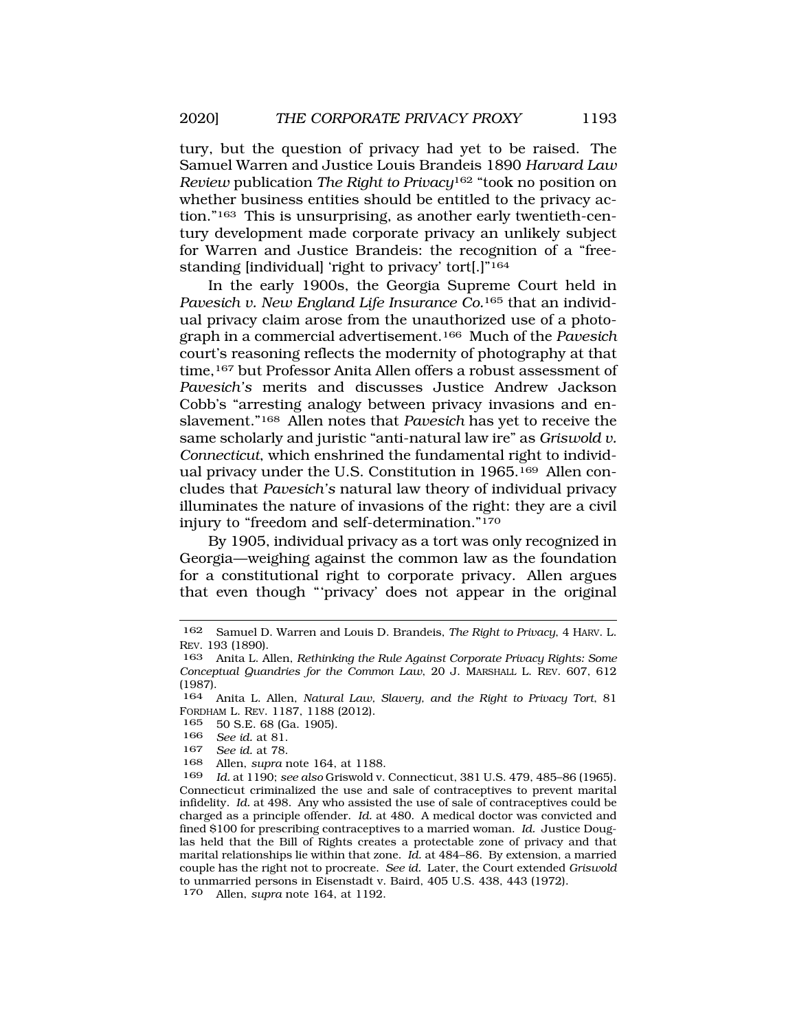tury, but the question of privacy had yet to be raised. The Samuel Warren and Justice Louis Brandeis 1890 *Harvard Law Review* publication *The Right to Privacy*[162] "took no position on whether business entities should be entitled to the privacy action."[163] This is unsurprising, as another early twentieth-century development made corporate privacy an unlikely subject for Warren and Justice Brandeis: the recognition of a "freestanding [individual] 'right to privacy' tort[.]"[164]

In the early 1900s, the Georgia Supreme Court held in *Pavesich v. New England Life Insurance Co.*[165] that an individual privacy claim arose from the unauthorized use of a photograph in a commercial advertisement.[166] Much of the *Pavesich* court's reasoning reflects the modernity of photography at that time,[167] but Professor Anita Allen offers a robust assessment of *Pavesich's* merits and discusses Justice Andrew Jackson Cobb's "arresting analogy between privacy invasions and enslavement."[168] Allen notes that *Pavesich* has yet to receive the same scholarly and juristic "anti-natural law ire" as *Griswold v. Connecticut*, which enshrined the fundamental right to individual privacy under the U.S. Constitution in 1965.[169] Allen concludes that *Pavesich's* natural law theory of individual privacy illuminates the nature of invasions of the right: they are a civil injury to "freedom and self-determination."[170]

By 1905, individual privacy as a tort was only recognized in Georgia—weighing against the common law as the foundation for a constitutional right to corporate privacy. Allen argues that even though "'privacy' does not appear in the original

---

162 Samuel D. Warren and Louis D. Brandeis, *The Right to Privacy*, 4 HARV. L. REV. 193 (1890).

163 Anita L. Allen, *Rethinking the Rule Against Corporate Privacy Rights: Some Conceptual Quandries for the Common Law*, 20 J. MARSHALL L. REV. 607, 612 (1987).

164 Anita L. Allen, *Natural Law, Slavery, and the Right to Privacy Tort*, 81 FORDHAM L. REV. 1187, 1188 (2012).

165 50 S.E. 68 (Ga. 1905).

166 *See id.* at 81.

167 *See id.* at 78.

168 Allen, *supra* note 164, at 1188.

169 *Id.* at 1190; *see also* Griswold v. Connecticut, 381 U.S. 479, 485–86 (1965). Connecticut criminalized the use and sale of contraceptives to prevent marital infidelity. *Id.* at 498. Any who assisted the use of sale of contraceptives could be charged as a principle offender. *Id.* at 480. A medical doctor was convicted and fined $100 for prescribing contraceptives to a married woman. *Id.* Justice Douglas held that the Bill of Rights creates a protectable zone of privacy and that marital relationships lie within that zone. *Id.* at 484–86. By extension, a married couple has the right not to procreate. *See id.* Later, the Court extended *Griswold* to unmarried persons in Eisenstadt v. Baird, 405 U.S. 438, 443 (1972).

170 Allen, *supra* note 164, at 1192.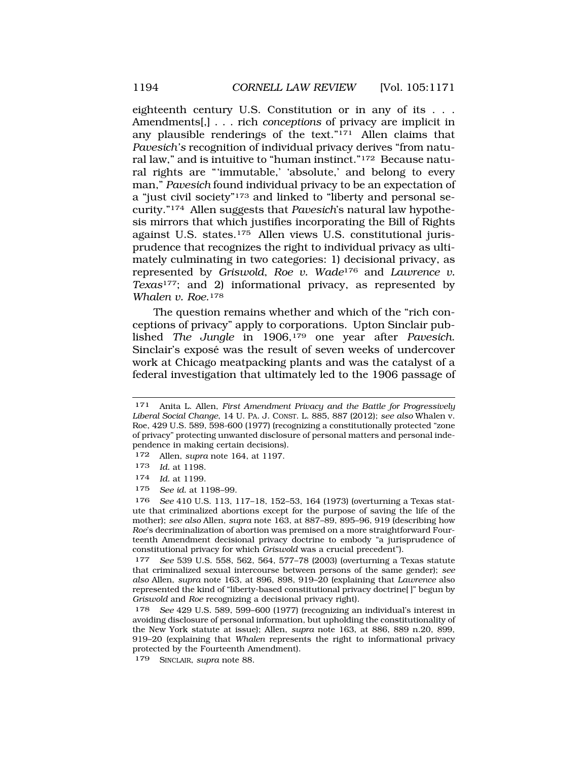eighteenth century U.S. Constitution or in any of its . . . Amendments[,] . . . rich *conceptions* of privacy are implicit in any plausible renderings of the text."[171] Allen claims that *Pavesich's* recognition of individual privacy derives "from natural law," and is intuitive to "human instinct."[172] Because natural rights are "'immutable,' 'absolute,' and belong to every man," *Pavesich* found individual privacy to be an expectation of a "just civil society"[173] and linked to "liberty and personal security."[174] Allen suggests that *Pavesich*'s natural law hypothesis mirrors that which justifies incorporating the Bill of Rights against U.S. states.[175] Allen views U.S. constitutional jurisprudence that recognizes the right to individual privacy as ultimately culminating in two categories: 1) decisional privacy, as represented by *Griswold*, *Roe v. Wade*[176] and *Lawrence v. Texas*[177]; and 2) informational privacy, as represented by *Whalen v. Roe*.[178]

The question remains whether and which of the "rich conceptions of privacy" apply to corporations. Upton Sinclair published *The Jungle* in 1906,[179] one year after *Pavesich*. Sinclair's exposé was the result of seven weeks of undercover work at Chicago meatpacking plants and was the catalyst of a federal investigation that ultimately led to the 1906 passage of

---

171 Anita L. Allen, *First Amendment Privacy and the Battle for Progressively Liberal Social Change*, 14 U. PA. J. CONST. L. 885, 887 (2012); *see also* Whalen v. Roe, 429 U.S. 589, 598-600 (1977) (recognizing a constitutionally protected "zone of privacy" protecting unwanted disclosure of personal matters and personal independence in making certain decisions).

172 Allen, *supra* note 164, at 1197.

173 *Id.* at 1198.

174 *Id.* at 1199.

175 *See id.* at 1198–99.

176 *See* 410 U.S. 113, 117–18, 152–53, 164 (1973) (overturning a Texas statute that criminalized abortions except for the purpose of saving the life of the mother); *see also* Allen, *supra* note 163, at 887–89, 895–96, 919 (describing how *Roe*'s decriminalization of abortion was premised on a more straightforward Fourteenth Amendment decisional privacy doctrine to embody "a jurisprudence of constitutional privacy for which *Griswold* was a crucial precedent").

177 *See* 539 U.S. 558, 562, 564, 577–78 (2003) (overturning a Texas statute that criminalized sexual intercourse between persons of the same gender); *see also* Allen, *supra* note 163, at 896, 898, 919–20 (explaining that *Lawrence* also represented the kind of "liberty-based constitutional privacy doctrine[ ]" begun by *Griswold* and *Roe* recognizing a decisional privacy right).

178 *See* 429 U.S. 589, 599–600 (1977) (recognizing an individual's interest in avoiding disclosure of personal information, but upholding the constitutionality of the New York statute at issue); Allen, *supra* note 163, at 886, 889 n.20, 899, 919–20 (explaining that *Whalen* represents the right to informational privacy protected by the Fourteenth Amendment).

179 SINCLAIR, *supra* note 88.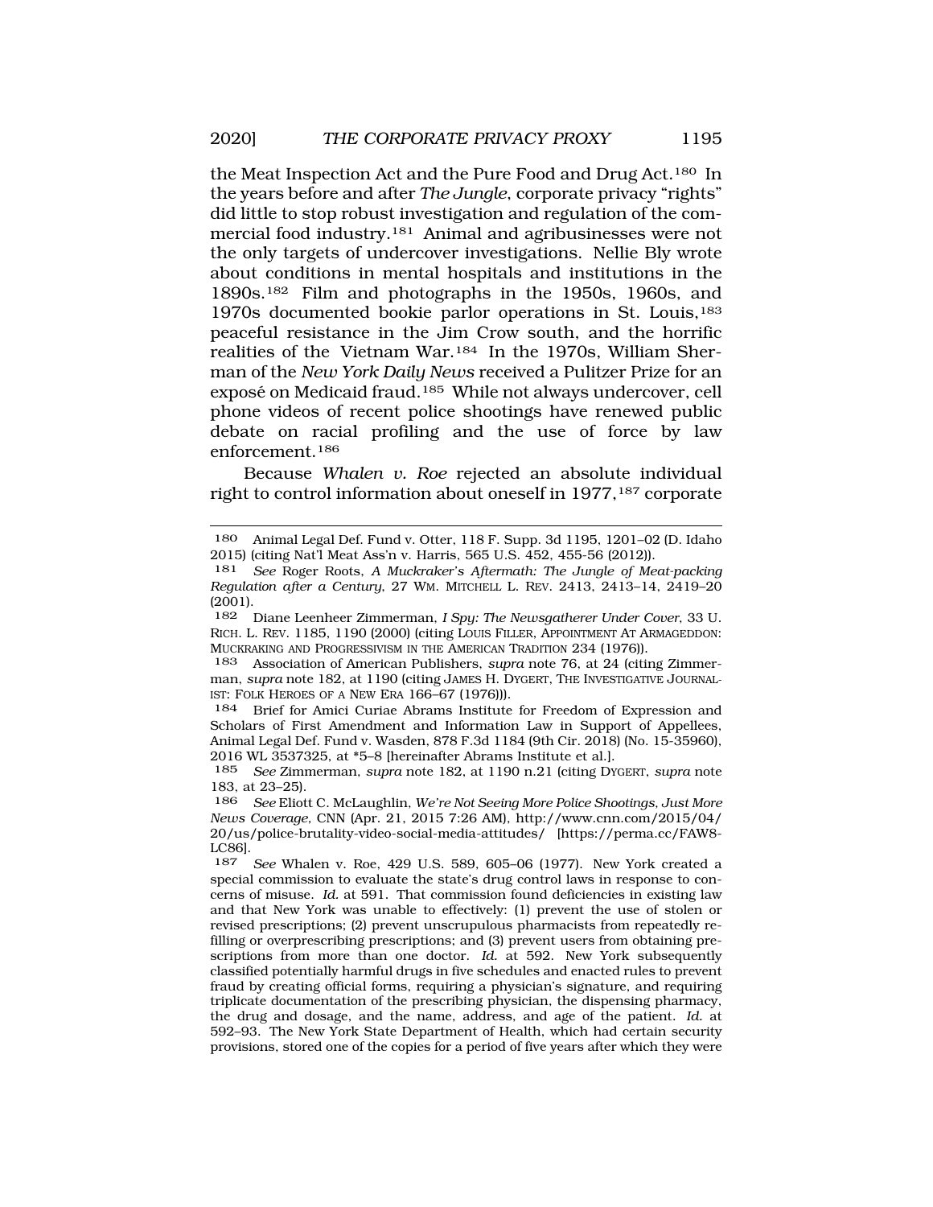the Meat Inspection Act and the Pure Food and Drug Act.[180] In the years before and after *The Jungle*, corporate privacy "rights" did little to stop robust investigation and regulation of the commercial food industry.[181] Animal and agribusinesses were not the only targets of undercover investigations. Nellie Bly wrote about conditions in mental hospitals and institutions in the 1890s.[182] Film and photographs in the 1950s, 1960s, and 1970s documented bookie parlor operations in St. Louis,[183] peaceful resistance in the Jim Crow south, and the horrific realities of the Vietnam War.[184] In the 1970s, William Sherman of the *New York Daily News* received a Pulitzer Prize for an exposé on Medicaid fraud.[185] While not always undercover, cell phone videos of recent police shootings have renewed public debate on racial profiling and the use of force by law enforcement.[186]

Because *Whalen v. Roe* rejected an absolute individual right to control information about oneself in 1977,[187] corporate

---

180 Animal Legal Def. Fund v. Otter, 118 F. Supp. 3d 1195, 1201–02 (D. Idaho 2015) (citing Nat'l Meat Ass'n v. Harris, 565 U.S. 452, 455-56 (2012)).

181 *See* Roger Roots, *A Muckraker's Aftermath: The Jungle of Meat-packing Regulation after a Century*, 27 WM. MITCHELL L. REV. 2413, 2413–14, 2419–20 (2001).

182 Diane Leenheer Zimmerman, *I Spy: The Newsgatherer Under Cover*, 33 U. RICH. L. REV. 1185, 1190 (2000) (citing LOUIS FILLER, APPOINTMENT AT ARMAGEDDON: MUCKRAKING AND PROGRESSIVISM IN THE AMERICAN TRADITION 234 (1976)).

183 Association of American Publishers, *supra* note 76, at 24 (citing Zimmerman, *supra* note 182, at 1190 (citing JAMES H. DYGERT, THE INVESTIGATIVE JOURNALIST: FOLK HEROES OF A NEW ERA 166–67 (1976))).

184 Brief for Amici Curiae Abrams Institute for Freedom of Expression and Scholars of First Amendment and Information Law in Support of Appellees, Animal Legal Def. Fund v. Wasden, 878 F.3d 1184 (9th Cir. 2018) (No. 15-35960), 2016 WL 3537325, at *5–8 [hereinafter Abrams Institute et al.].

185 *See* Zimmerman, *supra* note 182, at 1190 n.21 (citing DYGERT, *supra* note 183, at 23–25).

186 *See* Eliott C. McLaughlin, *We're Not Seeing More Police Shootings, Just More News Coverage*, CNN (Apr. 21, 2015 7:26 AM), http://www.cnn.com/2015/04/20/us/police-brutality-video-social-media-attitudes/ [https://perma.cc/FAW8-LC86].

187 *See* Whalen v. Roe, 429 U.S. 589, 605–06 (1977). New York created a special commission to evaluate the state's drug control laws in response to concerns of misuse. *Id.* at 591. That commission found deficiencies in existing law and that New York was unable to effectively: (1) prevent the use of stolen or revised prescriptions; (2) prevent unscrupulous pharmacists from repeatedly refilling or overprescribing prescriptions; and (3) prevent users from obtaining prescriptions from more than one doctor. *Id.* at 592. New York subsequently classified potentially harmful drugs in five schedules and enacted rules to prevent fraud by creating official forms, requiring a physician's signature, and requiring triplicate documentation of the prescribing physician, the dispensing pharmacy, the drug and dosage, and the name, address, and age of the patient. *Id.* at 592–93. The New York State Department of Health, which had certain security provisions, stored one of the copies for a period of five years after which they were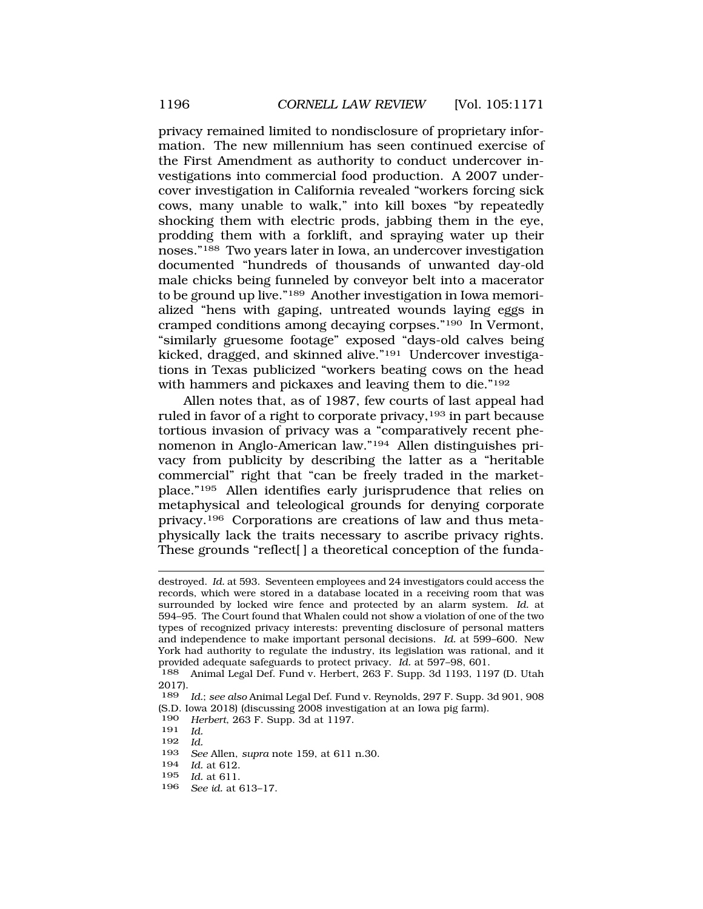privacy remained limited to nondisclosure of proprietary information. The new millennium has seen continued exercise of the First Amendment as authority to conduct undercover investigations into commercial food production. A 2007 undercover investigation in California revealed "workers forcing sick cows, many unable to walk," into kill boxes "by repeatedly shocking them with electric prods, jabbing them in the eye, prodding them with a forklift, and spraying water up their noses."[188] Two years later in Iowa, an undercover investigation documented "hundreds of thousands of unwanted day-old male chicks being funneled by conveyor belt into a macerator to be ground up live."[189] Another investigation in Iowa memorialized "hens with gaping, untreated wounds laying eggs in cramped conditions among decaying corpses."[190] In Vermont, "similarly gruesome footage" exposed "days-old calves being kicked, dragged, and skinned alive."[191] Undercover investigations in Texas publicized "workers beating cows on the head with hammers and pickaxes and leaving them to die."[192]

Allen notes that, as of 1987, few courts of last appeal had ruled in favor of a right to corporate privacy,[193] in part because tortious invasion of privacy was a "comparatively recent phenomenon in Anglo-American law."[194] Allen distinguishes privacy from publicity by describing the latter as a "heritable commercial" right that "can be freely traded in the marketplace."[195] Allen identifies early jurisprudence that relies on metaphysical and teleological grounds for denying corporate privacy.[196] Corporations are creations of law and thus metaphysically lack the traits necessary to ascribe privacy rights. These grounds "reflect[ ] a theoretical conception of the funda-

---

destroyed. *Id.* at 593. Seventeen employees and 24 investigators could access the records, which were stored in a database located in a receiving room that was surrounded by locked wire fence and protected by an alarm system. *Id.* at 594–95. The Court found that Whalen could not show a violation of one of the two types of recognized privacy interests: preventing disclosure of personal matters and independence to make important personal decisions. *Id.* at 599–600. New York had authority to regulate the industry, its legislation was rational, and it provided adequate safeguards to protect privacy. *Id.* at 597–98, 601.

188 Animal Legal Def. Fund v. Herbert, 263 F. Supp. 3d 1193, 1197 (D. Utah 2017).

189 *Id.*; *see also* Animal Legal Def. Fund v. Reynolds, 297 F. Supp. 3d 901, 908 (S.D. Iowa 2018) (discussing 2008 investigation at an Iowa pig farm).

190 *Herbert*, 263 F. Supp. 3d at 1197.

191 *Id.*

192 *Id.*

193 *See* Allen, *supra* note 159, at 611 n.30.

194 *Id.* at 612.

195 *Id.* at 611.

196 *See id.* at 613–17.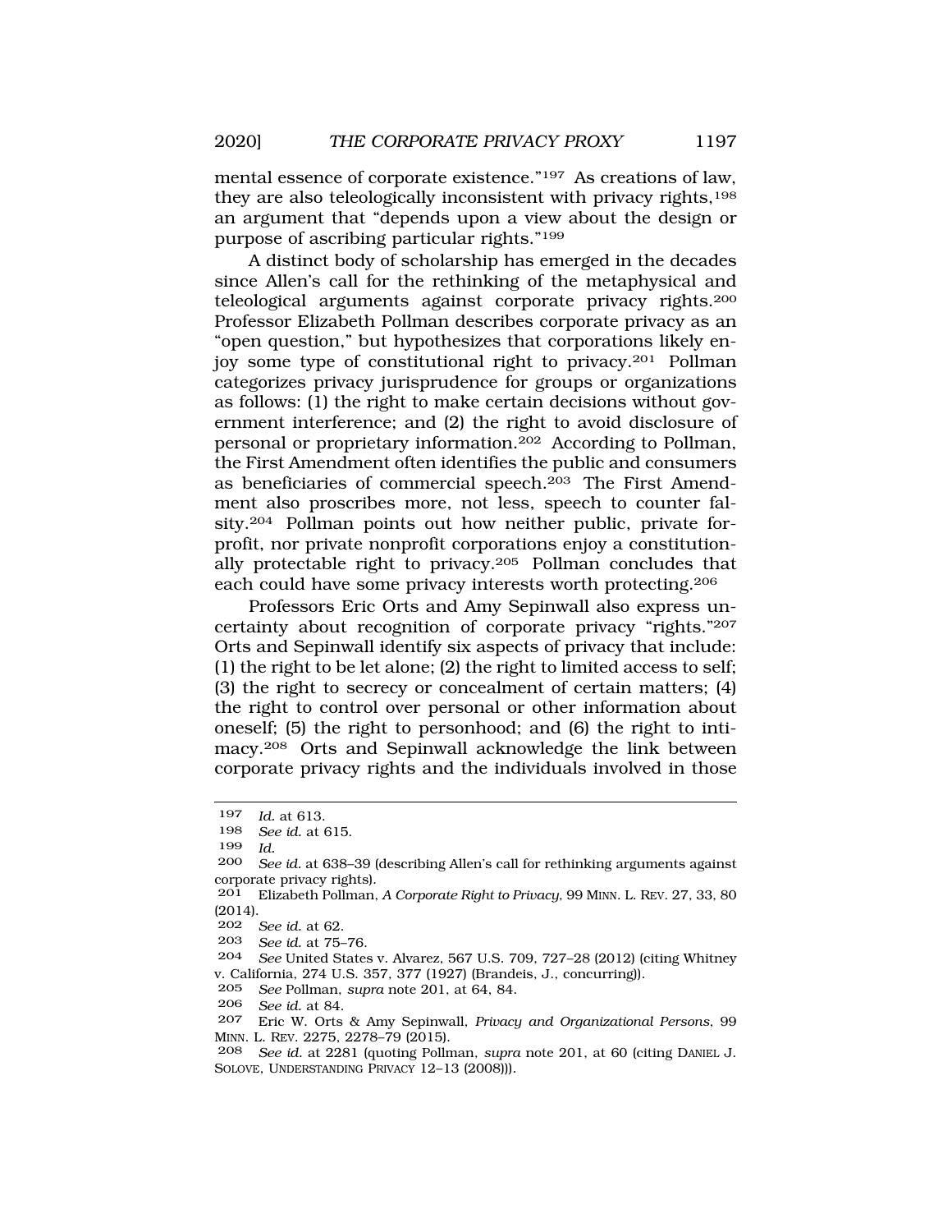mental essence of corporate existence."[197] As creations of law, they are also teleologically inconsistent with privacy rights,[198] an argument that "depends upon a view about the design or purpose of ascribing particular rights."[199]

A distinct body of scholarship has emerged in the decades since Allen's call for the rethinking of the metaphysical and teleological arguments against corporate privacy rights.[200] Professor Elizabeth Pollman describes corporate privacy as an "open question," but hypothesizes that corporations likely enjoy some type of constitutional right to privacy.[201] Pollman categorizes privacy jurisprudence for groups or organizations as follows: (1) the right to make certain decisions without government interference; and (2) the right to avoid disclosure of personal or proprietary information.[202] According to Pollman, the First Amendment often identifies the public and consumers as beneficiaries of commercial speech.[203] The First Amendment also proscribes more, not less, speech to counter falsity.[204] Pollman points out how neither public, private for-profit, nor private nonprofit corporations enjoy a constitutionally protectable right to privacy.[205] Pollman concludes that each could have some privacy interests worth protecting.[206]

Professors Eric Orts and Amy Sepinwall also express uncertainty about recognition of corporate privacy "rights."[207] Orts and Sepinwall identify six aspects of privacy that include: (1) the right to be let alone; (2) the right to limited access to self; (3) the right to secrecy or concealment of certain matters; (4) the right to control over personal or other information about oneself; (5) the right to personhood; and (6) the right to intimacy.[208] Orts and Sepinwall acknowledge the link between corporate privacy rights and the individuals involved in those

---

[197] *Id.* at 613.

[198] *See id.* at 615.

[199] *Id.*

[200] *See id.* at 638–39 (describing Allen's call for rethinking arguments against corporate privacy rights).

[201] Elizabeth Pollman, *A Corporate Right to Privacy*, 99 MINN. L. REV. 27, 33, 80 (2014).

[202] *See id.* at 62.

[203] *See id.* at 75–76.

[204] *See* United States v. Alvarez, 567 U.S. 709, 727–28 (2012) (citing Whitney v. California, 274 U.S. 357, 377 (1927) (Brandeis, J., concurring)).

[205] *See* Pollman, *supra* note 201, at 64, 84.

[206] *See id.* at 84.

[207] Eric W. Orts & Amy Sepinwall, *Privacy and Organizational Persons*, 99 MINN. L. REV. 2275, 2278–79 (2015).

[208] *See id.* at 2281 (quoting Pollman, *supra* note 201, at 60 (citing DANIEL J. SOLOVE, UNDERSTANDING PRIVACY 12–13 (2008))).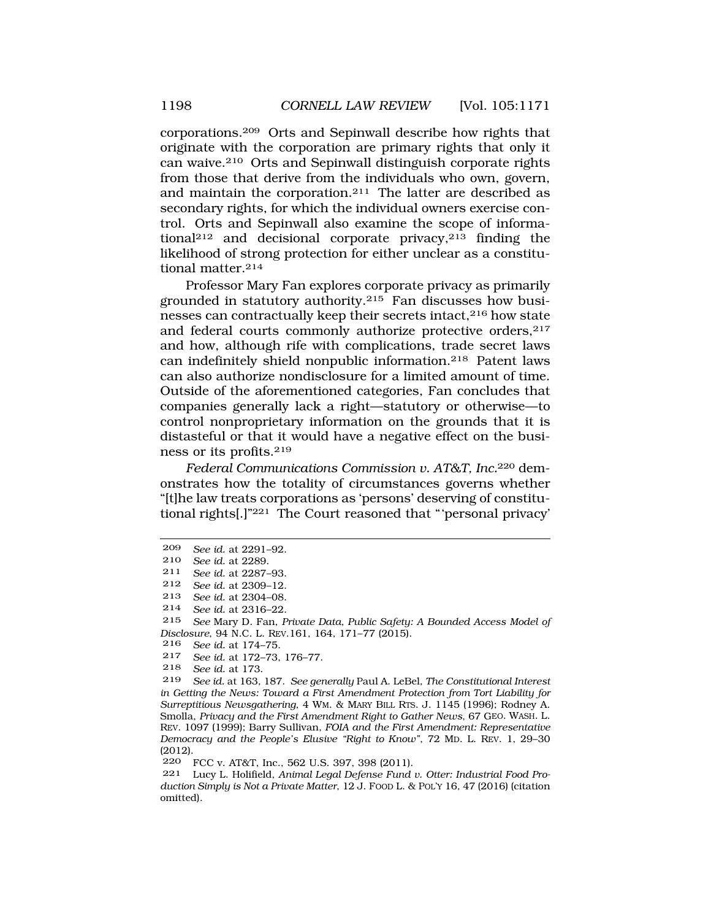corporations.[209] Orts and Sepinwall describe how rights that originate with the corporation are primary rights that only it can waive.[210] Orts and Sepinwall distinguish corporate rights from those that derive from the individuals who own, govern, and maintain the corporation.[211] The latter are described as secondary rights, for which the individual owners exercise control. Orts and Sepinwall also examine the scope of informational[212] and decisional corporate privacy,[213] finding the likelihood of strong protection for either unclear as a constitutional matter.[214]

Professor Mary Fan explores corporate privacy as primarily grounded in statutory authority.[215] Fan discusses how businesses can contractually keep their secrets intact,[216] how state and federal courts commonly authorize protective orders,[217] and how, although rife with complications, trade secret laws can indefinitely shield nonpublic information.[218] Patent laws can also authorize nondisclosure for a limited amount of time. Outside of the aforementioned categories, Fan concludes that companies generally lack a right—statutory or otherwise—to control nonproprietary information on the grounds that it is distasteful or that it would have a negative effect on the business or its profits.[219]

*Federal Communications Commission v. AT&T, Inc.*[220] demonstrates how the totality of circumstances governs whether "[t]he law treats corporations as 'persons' deserving of constitutional rights[.]"[221] The Court reasoned that "'personal privacy'

---

209 *See id.* at 2291–92.
210 *See id.* at 2289.
211 *See id.* at 2287–93.
212 *See id.* at 2309–12.
213 *See id.* at 2304–08.
214 *See id.* at 2316–22.
215 *See* Mary D. Fan, *Private Data, Public Safety: A Bounded Access Model of Disclosure*, 94 N.C. L. REV.161, 164, 171–77 (2015).
216 *See id.* at 174–75.
217 *See id.* at 172–73, 176–77.
218 *See id.* at 173.
219 *See id.* at 163, 187. *See generally* Paul A. LeBel, *The Constitutional Interest in Getting the News: Toward a First Amendment Protection from Tort Liability for Surreptitious Newsgathering*, 4 WM. & MARY BILL RTS. J. 1145 (1996); Rodney A. Smolla, *Privacy and the First Amendment Right to Gather News*, 67 GEO. WASH. L. REV. 1097 (1999); Barry Sullivan, *FOIA and the First Amendment: Representative Democracy and the People's Elusive "Right to Know"*, 72 MD. L. REV. 1, 29–30 (2012).
220 FCC v. AT&T, Inc., 562 U.S. 397, 398 (2011).
221 Lucy L. Holifield, *Animal Legal Defense Fund v. Otter: Industrial Food Production Simply is Not a Private Matter*, 12 J. FOOD L. & POL'Y 16, 47 (2016) (citation omitted).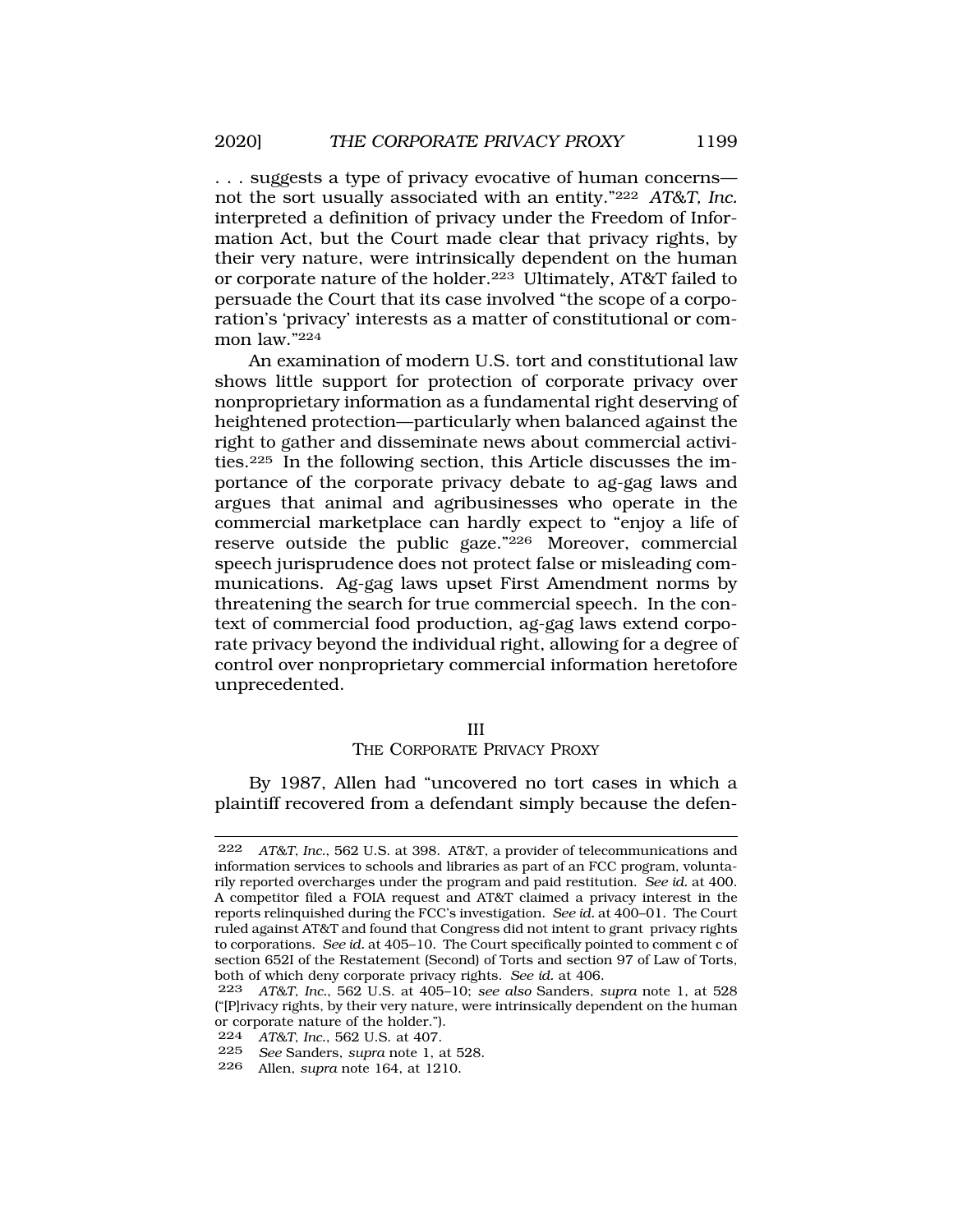. . . suggests a type of privacy evocative of human concerns—not the sort usually associated with an entity."[222] *AT&T, Inc.* interpreted a definition of privacy under the Freedom of Information Act, but the Court made clear that privacy rights, by their very nature, were intrinsically dependent on the human or corporate nature of the holder.[223] Ultimately, AT&T failed to persuade the Court that its case involved "the scope of a corporation's 'privacy' interests as a matter of constitutional or common law."[224]

An examination of modern U.S. tort and constitutional law shows little support for protection of corporate privacy over nonproprietary information as a fundamental right deserving of heightened protection—particularly when balanced against the right to gather and disseminate news about commercial activities.[225] In the following section, this Article discusses the importance of the corporate privacy debate to ag-gag laws and argues that animal and agribusinesses who operate in the commercial marketplace can hardly expect to "enjoy a life of reserve outside the public gaze."[226] Moreover, commercial speech jurisprudence does not protect false or misleading communications. Ag-gag laws upset First Amendment norms by threatening the search for true commercial speech. In the context of commercial food production, ag-gag laws extend corporate privacy beyond the individual right, allowing for a degree of control over nonproprietary commercial information heretofore unprecedented.

## III
## THE CORPORATE PRIVACY PROXY

By 1987, Allen had "uncovered no tort cases in which a plaintiff recovered from a defendant simply because the defen-

---

[222] *AT&T, Inc.*, 562 U.S. at 398. AT&T, a provider of telecommunications and information services to schools and libraries as part of an FCC program, voluntarily reported overcharges under the program and paid restitution. *See id.* at 400. A competitor filed a FOIA request and AT&T claimed a privacy interest in the reports relinquished during the FCC's investigation. *See id.* at 400–01. The Court ruled against AT&T and found that Congress did not intent to grant privacy rights to corporations. *See id.* at 405–10. The Court specifically pointed to comment c of section 652I of the Restatement (Second) of Torts and section 97 of Law of Torts, both of which deny corporate privacy rights. *See id.* at 406.

[223] *AT&T, Inc.*, 562 U.S. at 405–10; *see also* Sanders, *supra* note 1, at 528 ("[P]rivacy rights, by their very nature, were intrinsically dependent on the human or corporate nature of the holder.").

[224] *AT&T, Inc.*, 562 U.S. at 407.

[225] *See* Sanders, *supra* note 1, at 528.

[226] Allen, *supra* note 164, at 1210.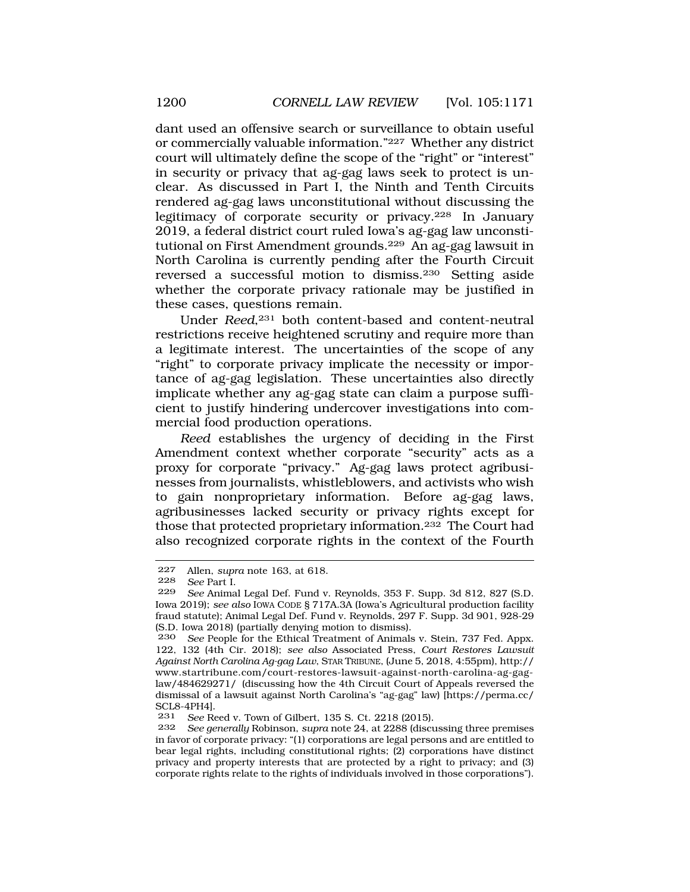dant used an offensive search or surveillance to obtain useful or commercially valuable information."[227] Whether any district court will ultimately define the scope of the "right" or "interest" in security or privacy that ag-gag laws seek to protect is unclear. As discussed in Part I, the Ninth and Tenth Circuits rendered ag-gag laws unconstitutional without discussing the legitimacy of corporate security or privacy.[228] In January 2019, a federal district court ruled Iowa's ag-gag law unconstitutional on First Amendment grounds.[229] An ag-gag lawsuit in North Carolina is currently pending after the Fourth Circuit reversed a successful motion to dismiss.[230] Setting aside whether the corporate privacy rationale may be justified in these cases, questions remain.

Under *Reed*,[231] both content-based and content-neutral restrictions receive heightened scrutiny and require more than a legitimate interest. The uncertainties of the scope of any "right" to corporate privacy implicate the necessity or importance of ag-gag legislation. These uncertainties also directly implicate whether any ag-gag state can claim a purpose sufficient to justify hindering undercover investigations into commercial food production operations.

*Reed* establishes the urgency of deciding in the First Amendment context whether corporate "security" acts as a proxy for corporate "privacy." Ag-gag laws protect agribusinesses from journalists, whistleblowers, and activists who wish to gain nonproprietary information. Before ag-gag laws, agribusinesses lacked security or privacy rights except for those that protected proprietary information.[232] The Court had also recognized corporate rights in the context of the Fourth

---

227 Allen, *supra* note 163, at 618.

228 *See* Part I.

229 *See* Animal Legal Def. Fund v. Reynolds, 353 F. Supp. 3d 812, 827 (S.D. Iowa 2019); *see also* IOWA CODE § 717A.3A (Iowa's Agricultural production facility fraud statute); Animal Legal Def. Fund v. Reynolds, 297 F. Supp. 3d 901, 928-29 (S.D. Iowa 2018) (partially denying motion to dismiss).

230 *See* People for the Ethical Treatment of Animals v. Stein, 737 Fed. Appx. 122, 132 (4th Cir. 2018); *see also* Associated Press, *Court Restores Lawsuit Against North Carolina Ag-gag Law*, STAR TRIBUNE, (June 5, 2018, 4:55pm), http://www.startribune.com/court-restores-lawsuit-against-north-carolina-ag-gag-law/484629271/ (discussing how the 4th Circuit Court of Appeals reversed the dismissal of a lawsuit against North Carolina's "ag-gag" law) [https://perma.cc/SCL8-4PH4].

231 *See* Reed v. Town of Gilbert, 135 S. Ct. 2218 (2015).

232 *See generally* Robinson, *supra* note 24, at 2288 (discussing three premises in favor of corporate privacy: "(1) corporations are legal persons and are entitled to bear legal rights, including constitutional rights; (2) corporations have distinct privacy and property interests that are protected by a right to privacy; and (3) corporate rights relate to the rights of individuals involved in those corporations").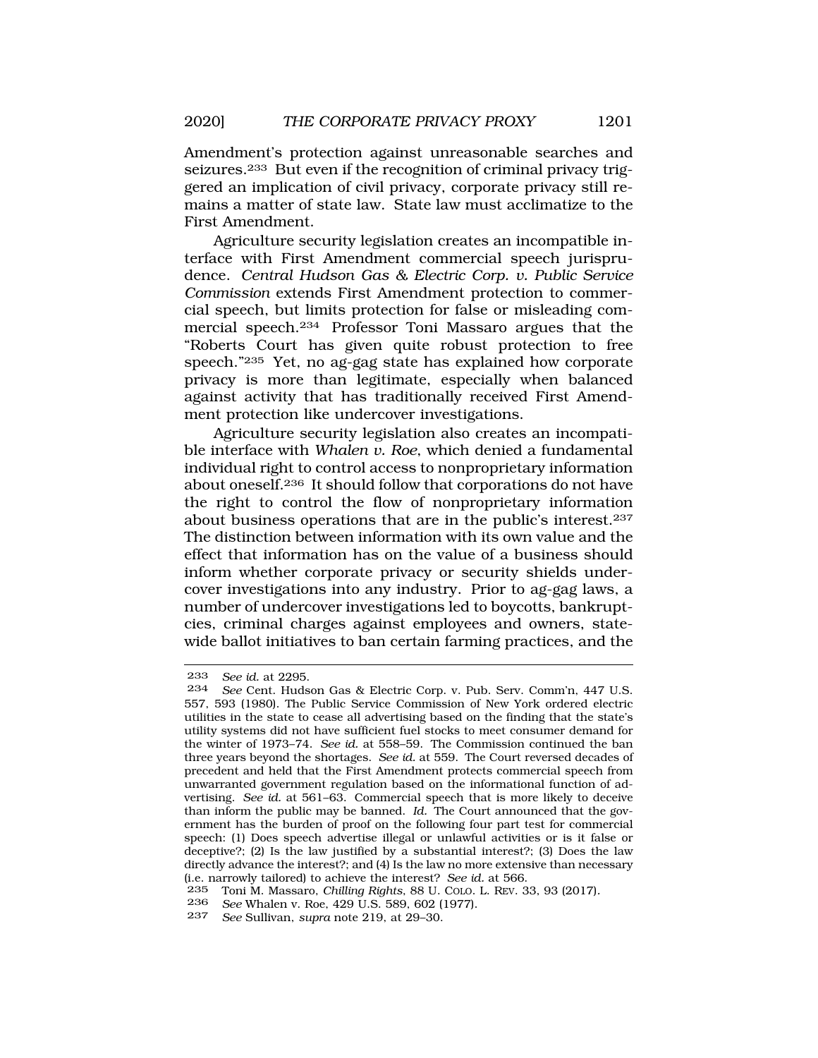Amendment's protection against unreasonable searches and seizures.[233] But even if the recognition of criminal privacy triggered an implication of civil privacy, corporate privacy still remains a matter of state law. State law must acclimatize to the First Amendment.

Agriculture security legislation creates an incompatible interface with First Amendment commercial speech jurisprudence. *Central Hudson Gas & Electric Corp. v. Public Service Commission* extends First Amendment protection to commercial speech, but limits protection for false or misleading commercial speech.[234] Professor Toni Massaro argues that the "Roberts Court has given quite robust protection to free speech."[235] Yet, no ag-gag state has explained how corporate privacy is more than legitimate, especially when balanced against activity that has traditionally received First Amendment protection like undercover investigations.

Agriculture security legislation also creates an incompatible interface with *Whalen v. Roe*, which denied a fundamental individual right to control access to nonproprietary information about oneself.[236] It should follow that corporations do not have the right to control the flow of nonproprietary information about business operations that are in the public's interest.[237] The distinction between information with its own value and the effect that information has on the value of a business should inform whether corporate privacy or security shields undercover investigations into any industry. Prior to ag-gag laws, a number of undercover investigations led to boycotts, bankruptcies, criminal charges against employees and owners, statewide ballot initiatives to ban certain farming practices, and the

---

233 *See id.* at 2295.

234 *See* Cent. Hudson Gas & Electric Corp. v. Pub. Serv. Comm'n, 447 U.S. 557, 593 (1980). The Public Service Commission of New York ordered electric utilities in the state to cease all advertising based on the finding that the state's utility systems did not have sufficient fuel stocks to meet consumer demand for the winter of 1973–74. *See id.* at 558–59. The Commission continued the ban three years beyond the shortages. *See id.* at 559. The Court reversed decades of precedent and held that the First Amendment protects commercial speech from unwarranted government regulation based on the informational function of advertising. *See id.* at 561–63. Commercial speech that is more likely to deceive than inform the public may be banned. *Id.* The Court announced that the government has the burden of proof on the following four part test for commercial speech: (1) Does speech advertise illegal or unlawful activities or is it false or deceptive?; (2) Is the law justified by a substantial interest?; (3) Does the law directly advance the interest?; and (4) Is the law no more extensive than necessary (i.e. narrowly tailored) to achieve the interest? *See id.* at 566.

235 Toni M. Massaro, *Chilling Rights*, 88 U. COLO. L. REV. 33, 93 (2017).

236 *See* Whalen v. Roe, 429 U.S. 589, 602 (1977).

237 *See* Sullivan, *supra* note 219, at 29–30.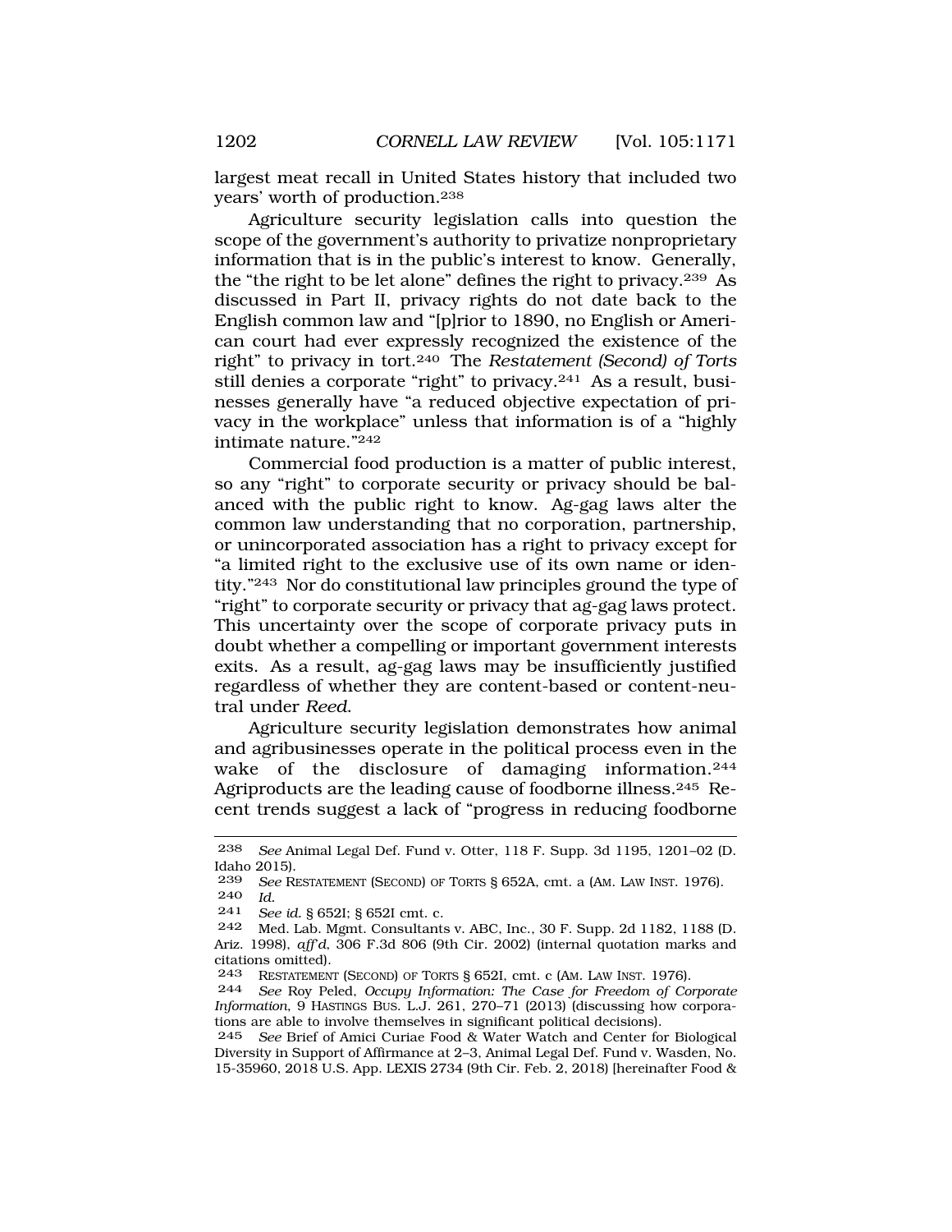largest meat recall in United States history that included two years' worth of production.[238]

Agriculture security legislation calls into question the scope of the government's authority to privatize nonproprietary information that is in the public's interest to know. Generally, the "the right to be let alone" defines the right to privacy.[239] As discussed in Part II, privacy rights do not date back to the English common law and "[p]rior to 1890, no English or American court had ever expressly recognized the existence of the right" to privacy in tort.[240] The *Restatement (Second) of Torts* still denies a corporate "right" to privacy.[241] As a result, businesses generally have "a reduced objective expectation of privacy in the workplace" unless that information is of a "highly intimate nature."[242]

Commercial food production is a matter of public interest, so any "right" to corporate security or privacy should be balanced with the public right to know. Ag-gag laws alter the common law understanding that no corporation, partnership, or unincorporated association has a right to privacy except for "a limited right to the exclusive use of its own name or identity."[243] Nor do constitutional law principles ground the type of "right" to corporate security or privacy that ag-gag laws protect. This uncertainty over the scope of corporate privacy puts in doubt whether a compelling or important government interests exits. As a result, ag-gag laws may be insufficiently justified regardless of whether they are content-based or content-neutral under *Reed*.

Agriculture security legislation demonstrates how animal and agribusinesses operate in the political process even in the wake of the disclosure of damaging information.[244] Agriproducts are the leading cause of foodborne illness.[245] Recent trends suggest a lack of "progress in reducing foodborne

---

238 *See* Animal Legal Def. Fund v. Otter, 118 F. Supp. 3d 1195, 1201–02 (D. Idaho 2015).

239 *See* RESTATEMENT (SECOND) OF TORTS § 652A, cmt. a (AM. LAW INST. 1976).

240 *Id.*

241 *See id.* § 652I; § 652I cmt. c.

242 Med. Lab. Mgmt. Consultants v. ABC, Inc., 30 F. Supp. 2d 1182, 1188 (D. Ariz. 1998), *aff'd*, 306 F.3d 806 (9th Cir. 2002) (internal quotation marks and citations omitted).

243 RESTATEMENT (SECOND) OF TORTS § 652I, cmt. c (AM. LAW INST. 1976).

244 *See* Roy Peled, *Occupy Information: The Case for Freedom of Corporate Information*, 9 HASTINGS BUS. L.J. 261, 270–71 (2013) (discussing how corporations are able to involve themselves in significant political decisions).

245 *See* Brief of Amici Curiae Food & Water Watch and Center for Biological Diversity in Support of Affirmance at 2–3, Animal Legal Def. Fund v. Wasden, No. 15-35960, 2018 U.S. App. LEXIS 2734 (9th Cir. Feb. 2, 2018) [hereinafter Food &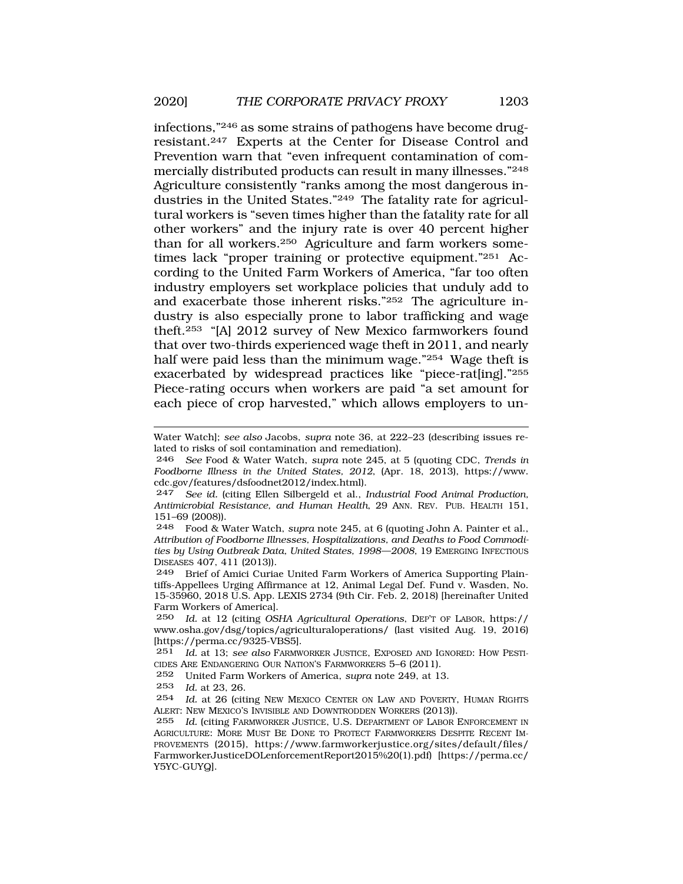infections,"[246] as some strains of pathogens have become drug-resistant.[247] Experts at the Center for Disease Control and Prevention warn that "even infrequent contamination of commercially distributed products can result in many illnesses."[248] Agriculture consistently "ranks among the most dangerous industries in the United States."[249] The fatality rate for agricultural workers is "seven times higher than the fatality rate for all other workers" and the injury rate is over 40 percent higher than for all workers.[250] Agriculture and farm workers sometimes lack "proper training or protective equipment."[251] According to the United Farm Workers of America, "far too often industry employers set workplace policies that unduly add to and exacerbate those inherent risks."[252] The agriculture industry is also especially prone to labor trafficking and wage theft.[253] "[A] 2012 survey of New Mexico farmworkers found that over two-thirds experienced wage theft in 2011, and nearly half were paid less than the minimum wage."[254] Wage theft is exacerbated by widespread practices like "piece-rat[ing]."[255] Piece-rating occurs when workers are paid "a set amount for each piece of crop harvested," which allows employers to un-

---

Water Watch]; *see also* Jacobs, *supra* note 36, at 222–23 (describing issues related to risks of soil contamination and remediation).

246 *See* Food & Water Watch, *supra* note 245, at 5 (quoting CDC, *Trends in Foodborne Illness in the United States, 2012*, (Apr. 18, 2013), https://www.cdc.gov/features/dsfoodnet2012/index.html).

247 *See id.* (citing Ellen Silbergeld et al., *Industrial Food Animal Production, Antimicrobial Resistance, and Human Health*, 29 ANN. REV. PUB. HEALTH 151, 151–69 (2008)).

248 Food & Water Watch, *supra* note 245, at 6 (quoting John A. Painter et al., *Attribution of Foodborne Illnesses, Hospitalizations, and Deaths to Food Commodities by Using Outbreak Data, United States, 1998—2008*, 19 EMERGING INFECTIOUS DISEASES 407, 411 (2013)).

249 Brief of Amici Curiae United Farm Workers of America Supporting Plaintiffs-Appellees Urging Affirmance at 12, Animal Legal Def. Fund v. Wasden, No. 15-35960, 2018 U.S. App. LEXIS 2734 (9th Cir. Feb. 2, 2018) [hereinafter United Farm Workers of America].

250 *Id.* at 12 (citing *OSHA Agricultural Operations*, DEP'T OF LABOR, https://www.osha.gov/dsg/topics/agriculturaloperations/ (last visited Aug. 19, 2016) [https://perma.cc/9325-VBS5].

251 *Id.* at 13; *see also* FARMWORKER JUSTICE, EXPOSED AND IGNORED: HOW PESTICIDES ARE ENDANGERING OUR NATION'S FARMWORKERS 5–6 (2011).

252 United Farm Workers of America, *supra* note 249, at 13.

253 *Id.* at 23, 26.

254 *Id.* at 26 (citing NEW MEXICO CENTER ON LAW AND POVERTY, HUMAN RIGHTS ALERT: NEW MEXICO'S INVISIBLE AND DOWNTRODDEN WORKERS (2013)).

255 *Id.* (citing FARMWORKER JUSTICE, U.S. DEPARTMENT OF LABOR ENFORCEMENT IN AGRICULTURE: MORE MUST BE DONE TO PROTECT FARMWORKERS DESPITE RECENT IMPROVEMENTS (2015), https://www.farmworkerjustice.org/sites/default/files/FarmworkerJusticeDOLenforcementReport2015%20(1).pdf) [https://perma.cc/Y5YC-GUYQ].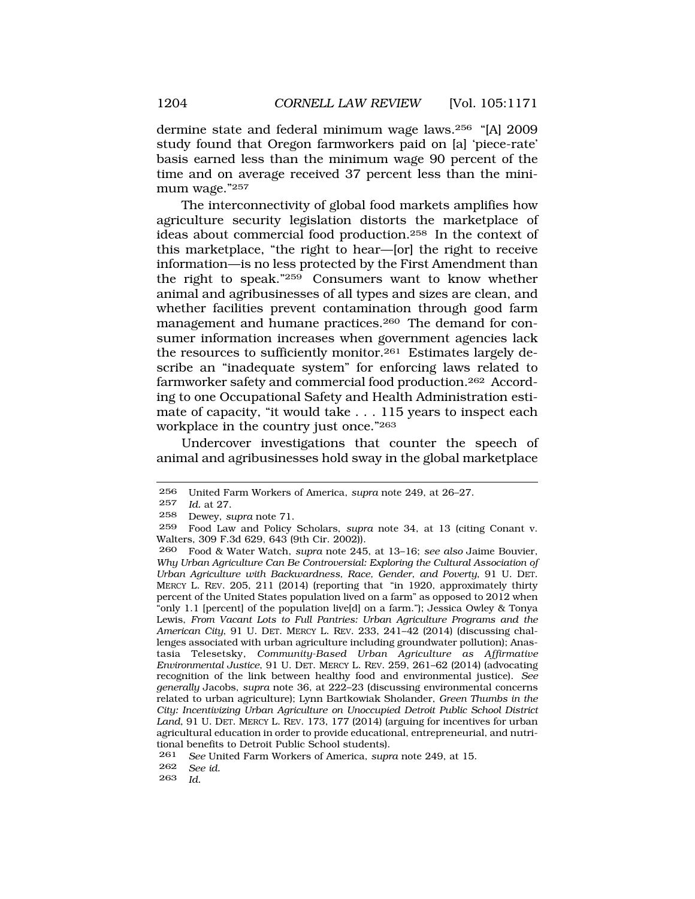dermine state and federal minimum wage laws.[256] "[A] 2009 study found that Oregon farmworkers paid on [a] 'piece-rate' basis earned less than the minimum wage 90 percent of the time and on average received 37 percent less than the minimum wage."[257]

The interconnectivity of global food markets amplifies how agriculture security legislation distorts the marketplace of ideas about commercial food production.[258] In the context of this marketplace, "the right to hear—[or] the right to receive information—is no less protected by the First Amendment than the right to speak."[259] Consumers want to know whether animal and agribusinesses of all types and sizes are clean, and whether facilities prevent contamination through good farm management and humane practices.[260] The demand for consumer information increases when government agencies lack the resources to sufficiently monitor.[261] Estimates largely describe an "inadequate system" for enforcing laws related to farmworker safety and commercial food production.[262] According to one Occupational Safety and Health Administration estimate of capacity, "it would take . . . 115 years to inspect each workplace in the country just once."[263]

Undercover investigations that counter the speech of animal and agribusinesses hold sway in the global marketplace

---

256 United Farm Workers of America, *supra* note 249, at 26–27.

257 *Id.* at 27.

258 Dewey, *supra* note 71.

259 Food Law and Policy Scholars, *supra* note 34, at 13 (citing Conant v. Walters, 309 F.3d 629, 643 (9th Cir. 2002)).

260 Food & Water Watch, *supra* note 245, at 13–16; *see also* Jaime Bouvier, *Why Urban Agriculture Can Be Controversial: Exploring the Cultural Association of Urban Agriculture with Backwardness, Race, Gender, and Poverty*, 91 U. DET. MERCY L. REV. 205, 211 (2014) (reporting that "in 1920, approximately thirty percent of the United States population lived on a farm" as opposed to 2012 when "only 1.1 [percent] of the population live[d] on a farm."); Jessica Owley & Tonya Lewis, *From Vacant Lots to Full Pantries: Urban Agriculture Programs and the American City*, 91 U. DET. MERCY L. REV. 233, 241–42 (2014) (discussing challenges associated with urban agriculture including groundwater pollution); Anastasia Telesetsky, *Community-Based Urban Agriculture as Affirmative Environmental Justice*, 91 U. DET. MERCY L. REV. 259, 261–62 (2014) (advocating recognition of the link between healthy food and environmental justice). *See generally* Jacobs, *supra* note 36, at 222–23 (discussing environmental concerns related to urban agriculture); Lynn Bartkowiak Sholander, *Green Thumbs in the City: Incentivizing Urban Agriculture on Unoccupied Detroit Public School District Land*, 91 U. DET. MERCY L. REV. 173, 177 (2014) (arguing for incentives for urban agricultural education in order to provide educational, entrepreneurial, and nutritional benefits to Detroit Public School students).

261 *See* United Farm Workers of America, *supra* note 249, at 15.

262 *See id.*

263 *Id.*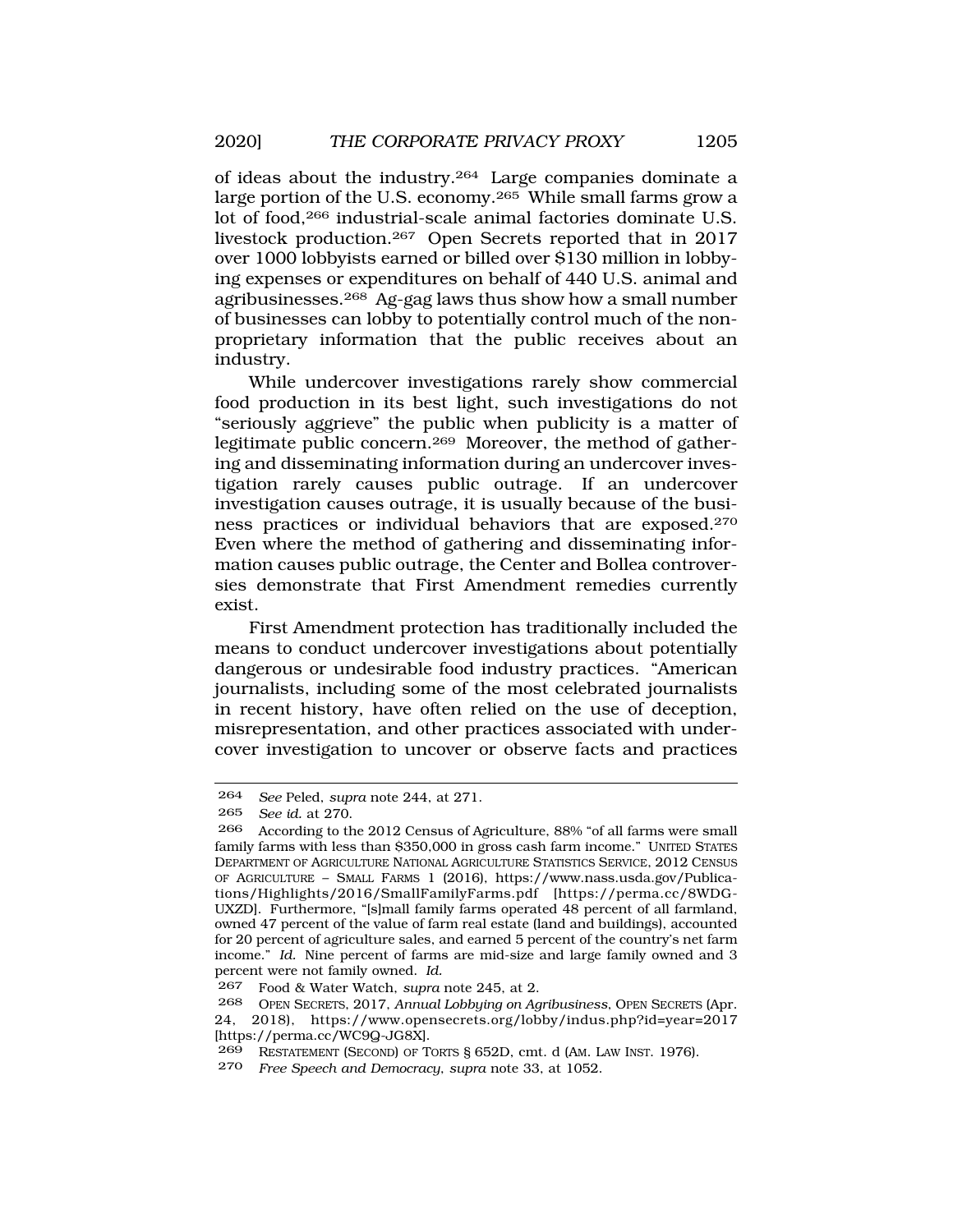of ideas about the industry.[264] Large companies dominate a large portion of the U.S. economy.[265] While small farms grow a lot of food,[266] industrial-scale animal factories dominate U.S. livestock production.[267] Open Secrets reported that in 2017 over 1000 lobbyists earned or billed over $130 million in lobbying expenses or expenditures on behalf of 440 U.S. animal and agribusinesses.[268] Ag-gag laws thus show how a small number of businesses can lobby to potentially control much of the non-proprietary information that the public receives about an industry.

While undercover investigations rarely show commercial food production in its best light, such investigations do not "seriously aggrieve" the public when publicity is a matter of legitimate public concern.[269] Moreover, the method of gathering and disseminating information during an undercover investigation rarely causes public outrage. If an undercover investigation causes outrage, it is usually because of the business practices or individual behaviors that are exposed.[270] Even where the method of gathering and disseminating information causes public outrage, the Center and Bollea controversies demonstrate that First Amendment remedies currently exist.

First Amendment protection has traditionally included the means to conduct undercover investigations about potentially dangerous or undesirable food industry practices. "American journalists, including some of the most celebrated journalists in recent history, have often relied on the use of deception, misrepresentation, and other practices associated with undercover investigation to uncover or observe facts and practices

---

264 *See* Peled, *supra* note 244, at 271.

265 *See id.* at 270.

266 According to the 2012 Census of Agriculture, 88% "of all farms were small family farms with less than $350,000 in gross cash farm income." UNITED STATES DEPARTMENT OF AGRICULTURE NATIONAL AGRICULTURE STATISTICS SERVICE, 2012 CENSUS OF AGRICULTURE – SMALL FARMS 1 (2016), https://www.nass.usda.gov/Publications/Highlights/2016/SmallFamilyFarms.pdf [https://perma.cc/8WDG-UXZD]. Furthermore, "[s]mall family farms operated 48 percent of all farmland, owned 47 percent of the value of farm real estate (land and buildings), accounted for 20 percent of agriculture sales, and earned 5 percent of the country's net farm income." *Id.* Nine percent of farms are mid-size and large family owned and 3 percent were not family owned. *Id.*

267 Food & Water Watch, *supra* note 245, at 2.

268 OPEN SECRETS, 2017, *Annual Lobbying on Agribusiness*, OPEN SECRETS (Apr. 24, 2018), https://www.opensecrets.org/lobby/indus.php?id=year=2017 [https://perma.cc/WC9Q-JG8X].

269 RESTATEMENT (SECOND) OF TORTS § 652D, cmt. d (AM. LAW INST. 1976).

270 *Free Speech and Democracy*, *supra* note 33, at 1052.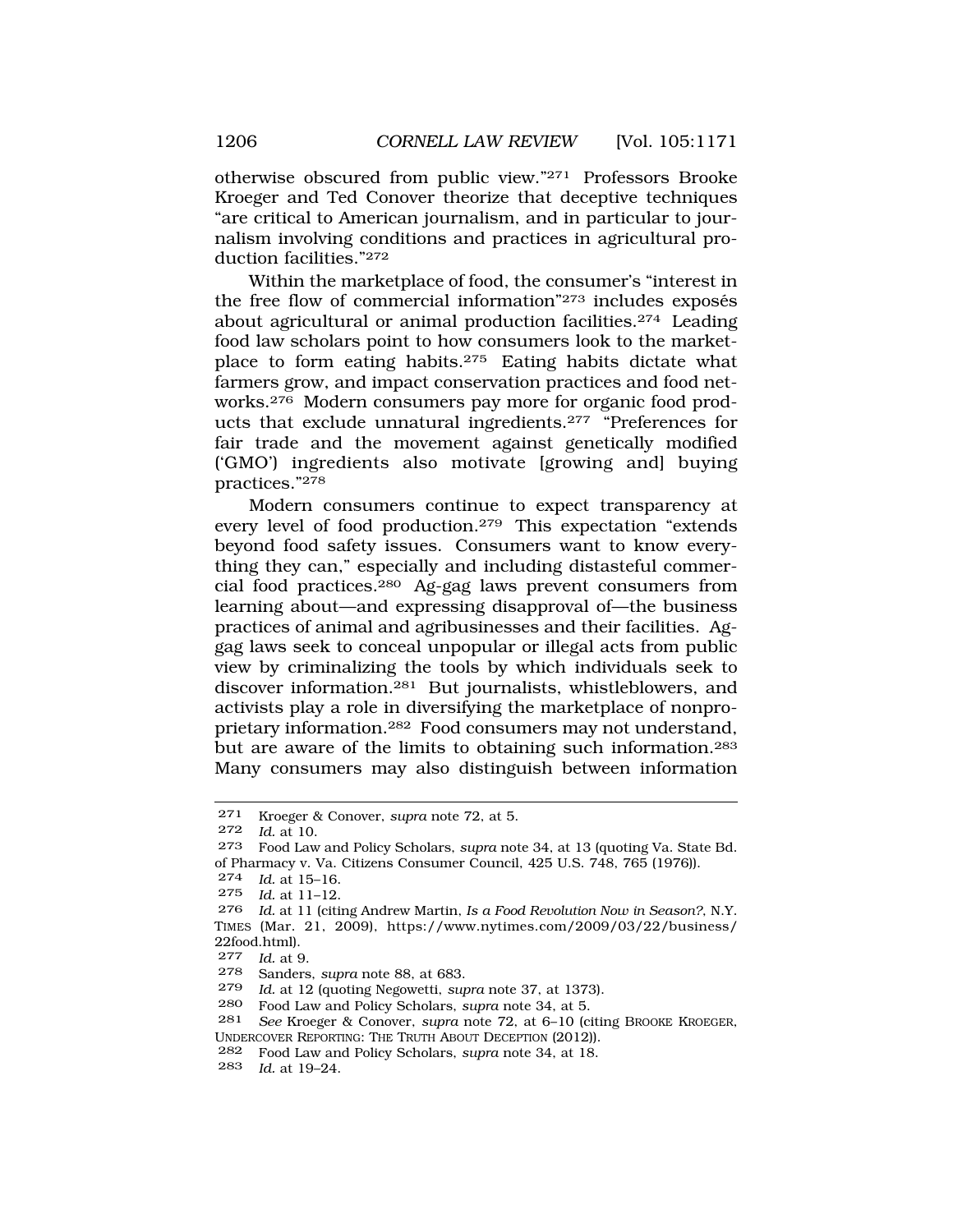otherwise obscured from public view."[271] Professors Brooke Kroeger and Ted Conover theorize that deceptive techniques "are critical to American journalism, and in particular to journalism involving conditions and practices in agricultural production facilities."[272]

Within the marketplace of food, the consumer's "interest in the free flow of commercial information"[273] includes exposés about agricultural or animal production facilities.[274] Leading food law scholars point to how consumers look to the marketplace to form eating habits.[275] Eating habits dictate what farmers grow, and impact conservation practices and food networks.[276] Modern consumers pay more for organic food products that exclude unnatural ingredients.[277] "Preferences for fair trade and the movement against genetically modified ('GMO') ingredients also motivate [growing and] buying practices."[278]

Modern consumers continue to expect transparency at every level of food production.[279] This expectation "extends beyond food safety issues. Consumers want to know everything they can," especially and including distasteful commercial food practices.[280] Ag-gag laws prevent consumers from learning about—and expressing disapproval of—the business practices of animal and agribusinesses and their facilities. Ag-gag laws seek to conceal unpopular or illegal acts from public view by criminalizing the tools by which individuals seek to discover information.[281] But journalists, whistleblowers, and activists play a role in diversifying the marketplace of nonproprietary information.[282] Food consumers may not understand, but are aware of the limits to obtaining such information.[283] Many consumers may also distinguish between information

---

[271] Kroeger & Conover, *supra* note 72, at 5.

[272] *Id.* at 10.

[273] Food Law and Policy Scholars, *supra* note 34, at 13 (quoting Va. State Bd. of Pharmacy v. Va. Citizens Consumer Council, 425 U.S. 748, 765 (1976)).

[274] *Id.* at 15–16.

[275] *Id.* at 11–12.

[276] *Id.* at 11 (citing Andrew Martin, *Is a Food Revolution Now in Season?*, N.Y. TIMES (Mar. 21, 2009), https://www.nytimes.com/2009/03/22/business/22food.html).

[277] *Id.* at 9.

[278] Sanders, *supra* note 88, at 683.

[279] *Id.* at 12 (quoting Negowetti, *supra* note 37, at 1373).

[280] Food Law and Policy Scholars, *supra* note 34, at 5.

[281] *See* Kroeger & Conover, *supra* note 72, at 6–10 (citing BROOKE KROEGER, UNDERCOVER REPORTING: THE TRUTH ABOUT DECEPTION (2012)).

[282] Food Law and Policy Scholars, *supra* note 34, at 18.

[283] *Id.* at 19–24.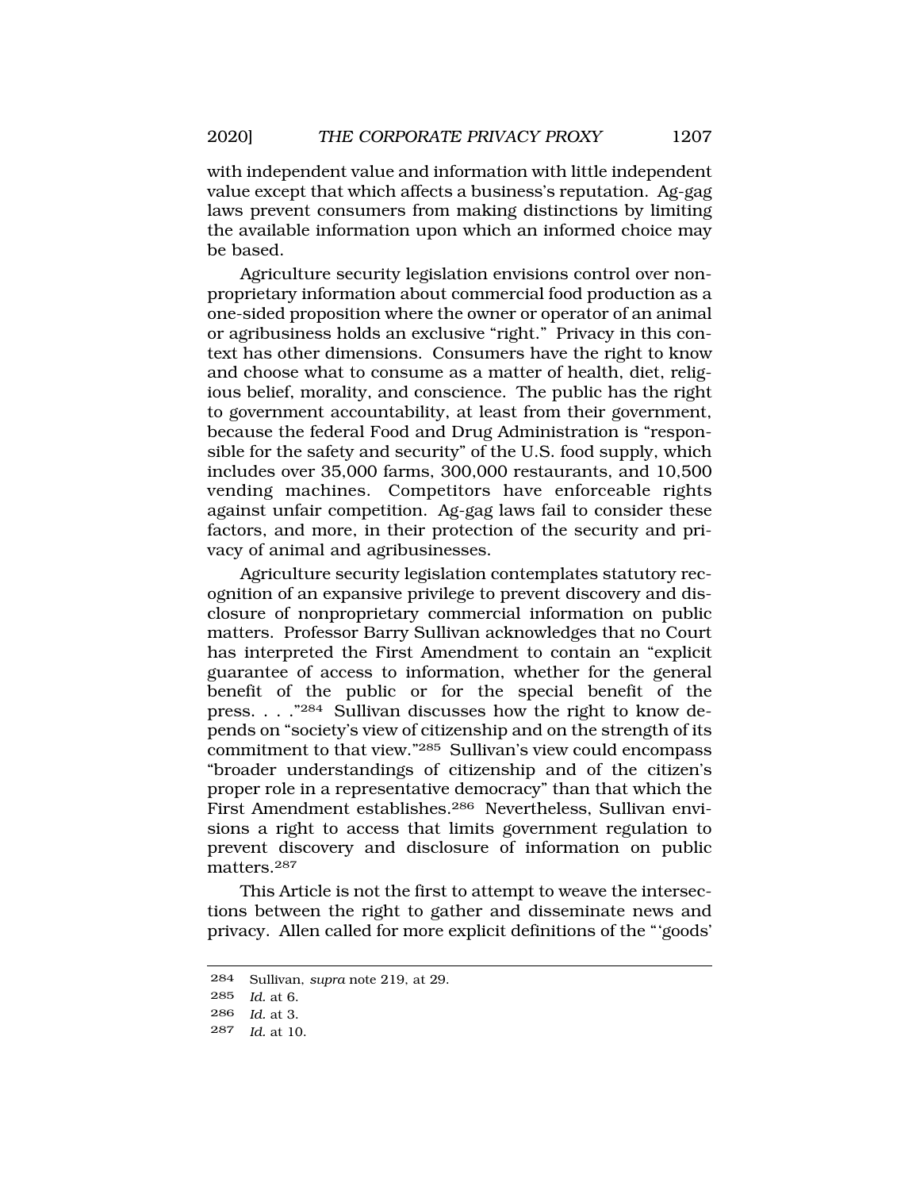with independent value and information with little independent value except that which affects a business's reputation. Ag-gag laws prevent consumers from making distinctions by limiting the available information upon which an informed choice may be based.

Agriculture security legislation envisions control over non-proprietary information about commercial food production as a one-sided proposition where the owner or operator of an animal or agribusiness holds an exclusive "right." Privacy in this context has other dimensions. Consumers have the right to know and choose what to consume as a matter of health, diet, religious belief, morality, and conscience. The public has the right to government accountability, at least from their government, because the federal Food and Drug Administration is "responsible for the safety and security" of the U.S. food supply, which includes over 35,000 farms, 300,000 restaurants, and 10,500 vending machines. Competitors have enforceable rights against unfair competition. Ag-gag laws fail to consider these factors, and more, in their protection of the security and privacy of animal and agribusinesses.

Agriculture security legislation contemplates statutory recognition of an expansive privilege to prevent discovery and disclosure of nonproprietary commercial information on public matters. Professor Barry Sullivan acknowledges that no Court has interpreted the First Amendment to contain an "explicit guarantee of access to information, whether for the general benefit of the public or for the special benefit of the press. . . ."[284] Sullivan discusses how the right to know depends on "society's view of citizenship and on the strength of its commitment to that view."[285] Sullivan's view could encompass "broader understandings of citizenship and of the citizen's proper role in a representative democracy" than that which the First Amendment establishes.[286] Nevertheless, Sullivan envisions a right to access that limits government regulation to prevent discovery and disclosure of information on public matters.[287]

This Article is not the first to attempt to weave the intersections between the right to gather and disseminate news and privacy. Allen called for more explicit definitions of the "'goods'

---

284 Sullivan, *supra* note 219, at 29.

285 *Id.* at 6.

286 *Id.* at 3.

287 *Id.* at 10.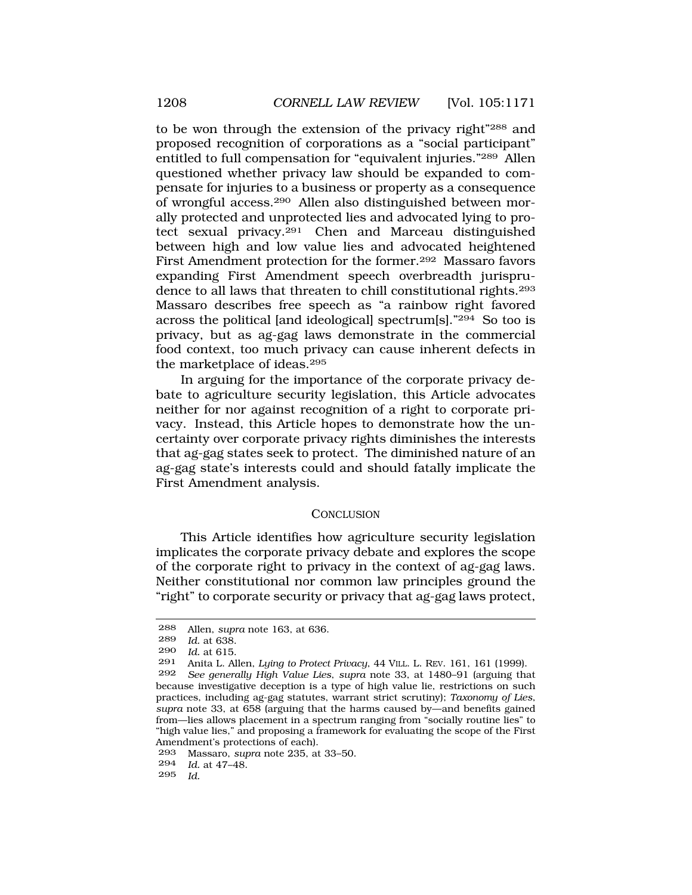to be won through the extension of the privacy right"[288] and proposed recognition of corporations as a "social participant" entitled to full compensation for "equivalent injuries."[289] Allen questioned whether privacy law should be expanded to compensate for injuries to a business or property as a consequence of wrongful access.[290] Allen also distinguished between morally protected and unprotected lies and advocated lying to protect sexual privacy.[291] Chen and Marceau distinguished between high and low value lies and advocated heightened First Amendment protection for the former.[292] Massaro favors expanding First Amendment speech overbreadth jurisprudence to all laws that threaten to chill constitutional rights.[293] Massaro describes free speech as "a rainbow right favored across the political [and ideological] spectrum[s]."[294] So too is privacy, but as ag-gag laws demonstrate in the commercial food context, too much privacy can cause inherent defects in the marketplace of ideas.[295]

In arguing for the importance of the corporate privacy debate to agriculture security legislation, this Article advocates neither for nor against recognition of a right to corporate privacy. Instead, this Article hopes to demonstrate how the uncertainty over corporate privacy rights diminishes the interests that ag-gag states seek to protect. The diminished nature of an ag-gag state's interests could and should fatally implicate the First Amendment analysis.

## CONCLUSION

This Article identifies how agriculture security legislation implicates the corporate privacy debate and explores the scope of the corporate right to privacy in the context of ag-gag laws. Neither constitutional nor common law principles ground the "right" to corporate security or privacy that ag-gag laws protect,

---

288 Allen, *supra* note 163, at 636.

289 *Id.* at 638.

290 *Id.* at 615.

291 Anita L. Allen, *Lying to Protect Privacy*, 44 VILL. L. REV. 161, 161 (1999).

292 *See generally High Value Lies*, *supra* note 33, at 1480–91 (arguing that because investigative deception is a type of high value lie, restrictions on such practices, including ag-gag statutes, warrant strict scrutiny); *Taxonomy of Lies*, *supra* note 33, at 658 (arguing that the harms caused by—and benefits gained from—lies allows placement in a spectrum ranging from "socially routine lies" to "high value lies," and proposing a framework for evaluating the scope of the First Amendment's protections of each).

293 Massaro, *supra* note 235, at 33–50.

294 *Id.* at 47–48.

295 *Id.*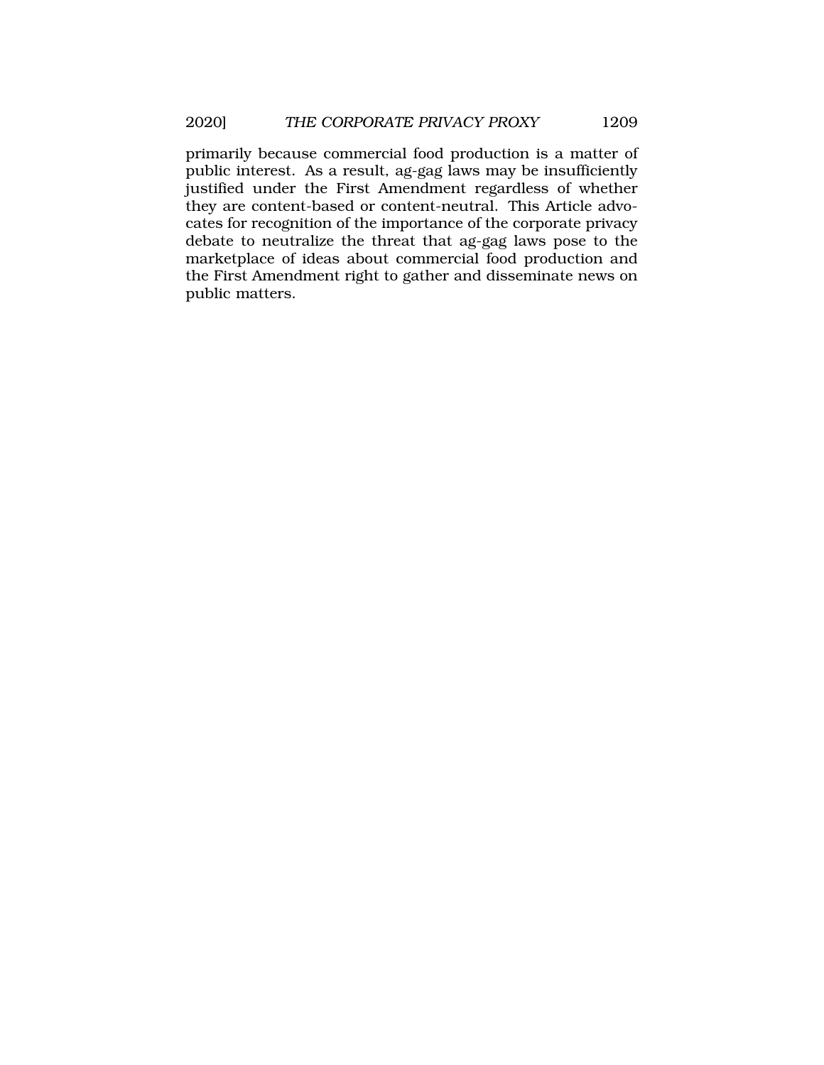primarily because commercial food production is a matter of public interest. As a result, ag-gag laws may be insufficiently justified under the First Amendment regardless of whether they are content-based or content-neutral. This Article advocates for recognition of the importance of the corporate privacy debate to neutralize the threat that ag-gag laws pose to the marketplace of ideas about commercial food production and the First Amendment right to gather and disseminate news on public matters.